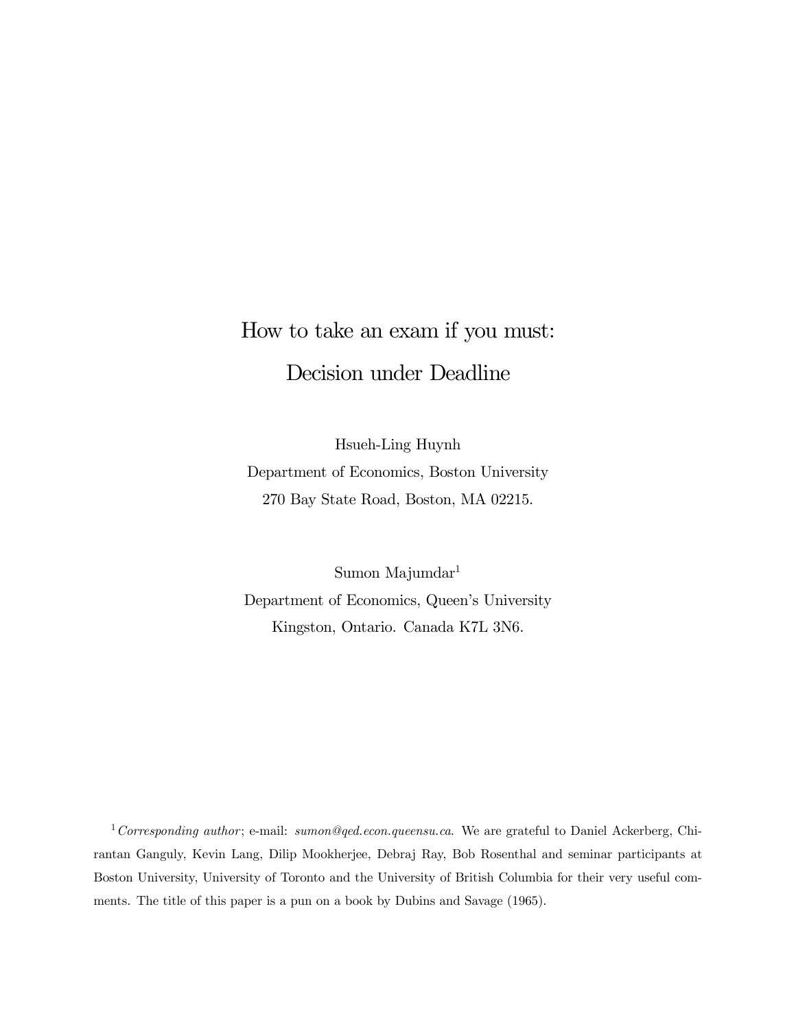# How to take an exam if you must: Decision under Deadline

Hsueh-Ling Huynh

Department of Economics, Boston University

270 Bay State Road, Boston, MA 02215.

Sumon Majumdar[1]

Department of Economics, Queen's University

Kingston, Ontario. Canada K7L 3N6.

---

[1] *Corresponding author*; e-mail: *sumon@qed.econ.queensu.ca*. We are grateful to Daniel Ackerberg, Chirantan Ganguly, Kevin Lang, Dilip Mookherjee, Debraj Ray, Bob Rosenthal and seminar participants at Boston University, University of Toronto and the University of British Columbia for their very useful comments. The title of this paper is a pun on a book by Dubins and Savage (1965).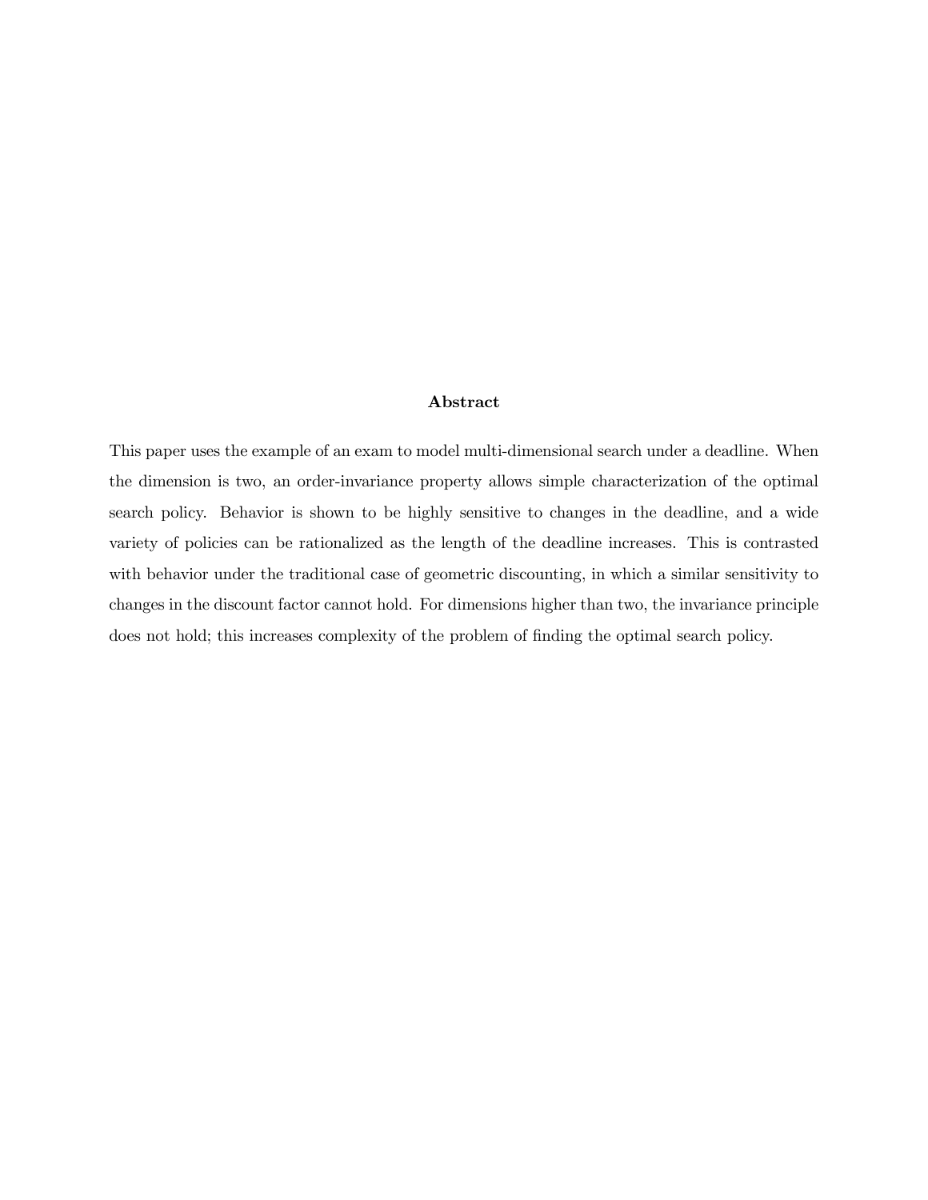## Abstract

This paper uses the example of an exam to model multi-dimensional search under a deadline. When the dimension is two, an order-invariance property allows simple characterization of the optimal search policy. Behavior is shown to be highly sensitive to changes in the deadline, and a wide variety of policies can be rationalized as the length of the deadline increases. This is contrasted with behavior under the traditional case of geometric discounting, in which a similar sensitivity to changes in the discount factor cannot hold. For dimensions higher than two, the invariance principle does not hold; this increases complexity of the problem of finding the optimal search policy.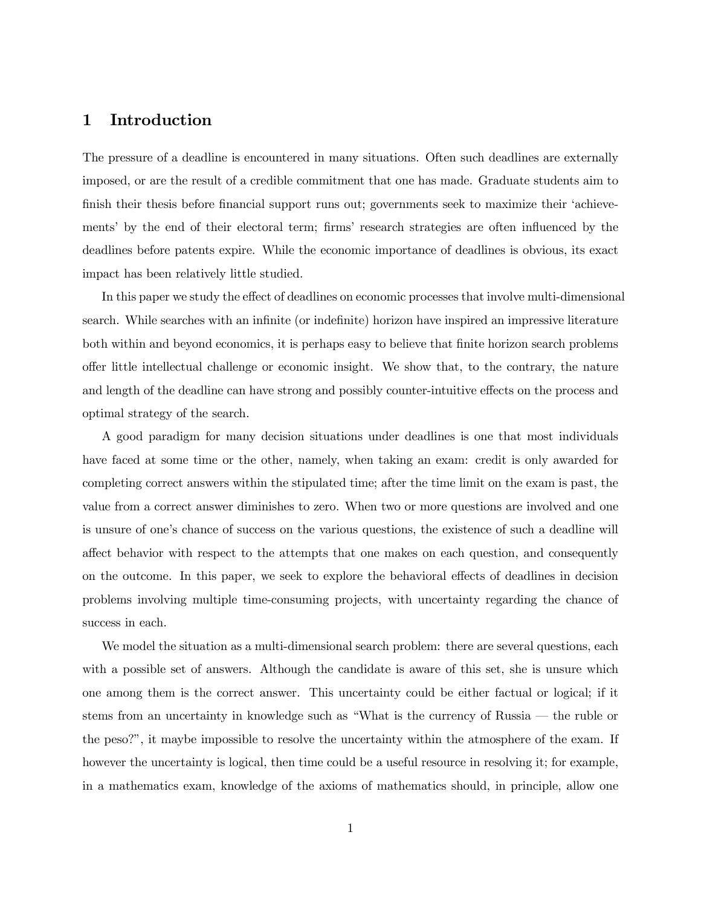# 1 Introduction

The pressure of a deadline is encountered in many situations. Often such deadlines are externally imposed, or are the result of a credible commitment that one has made. Graduate students aim to finish their thesis before financial support runs out; governments seek to maximize their 'achievements' by the end of their electoral term; firms' research strategies are often influenced by the deadlines before patents expire. While the economic importance of deadlines is obvious, its exact impact has been relatively little studied.

In this paper we study the effect of deadlines on economic processes that involve multi-dimensional search. While searches with an infinite (or indefinite) horizon have inspired an impressive literature both within and beyond economics, it is perhaps easy to believe that finite horizon search problems offer little intellectual challenge or economic insight. We show that, to the contrary, the nature and length of the deadline can have strong and possibly counter-intuitive effects on the process and optimal strategy of the search.

A good paradigm for many decision situations under deadlines is one that most individuals have faced at some time or the other, namely, when taking an exam: credit is only awarded for completing correct answers within the stipulated time; after the time limit on the exam is past, the value from a correct answer diminishes to zero. When two or more questions are involved and one is unsure of one's chance of success on the various questions, the existence of such a deadline will affect behavior with respect to the attempts that one makes on each question, and consequently on the outcome. In this paper, we seek to explore the behavioral effects of deadlines in decision problems involving multiple time-consuming projects, with uncertainty regarding the chance of success in each.

We model the situation as a multi-dimensional search problem: there are several questions, each with a possible set of answers. Although the candidate is aware of this set, she is unsure which one among them is the correct answer. This uncertainty could be either factual or logical; if it stems from an uncertainty in knowledge such as "What is the currency of Russia — the ruble or the peso?", it maybe impossible to resolve the uncertainty within the atmosphere of the exam. If however the uncertainty is logical, then time could be a useful resource in resolving it; for example, in a mathematics exam, knowledge of the axioms of mathematics should, in principle, allow one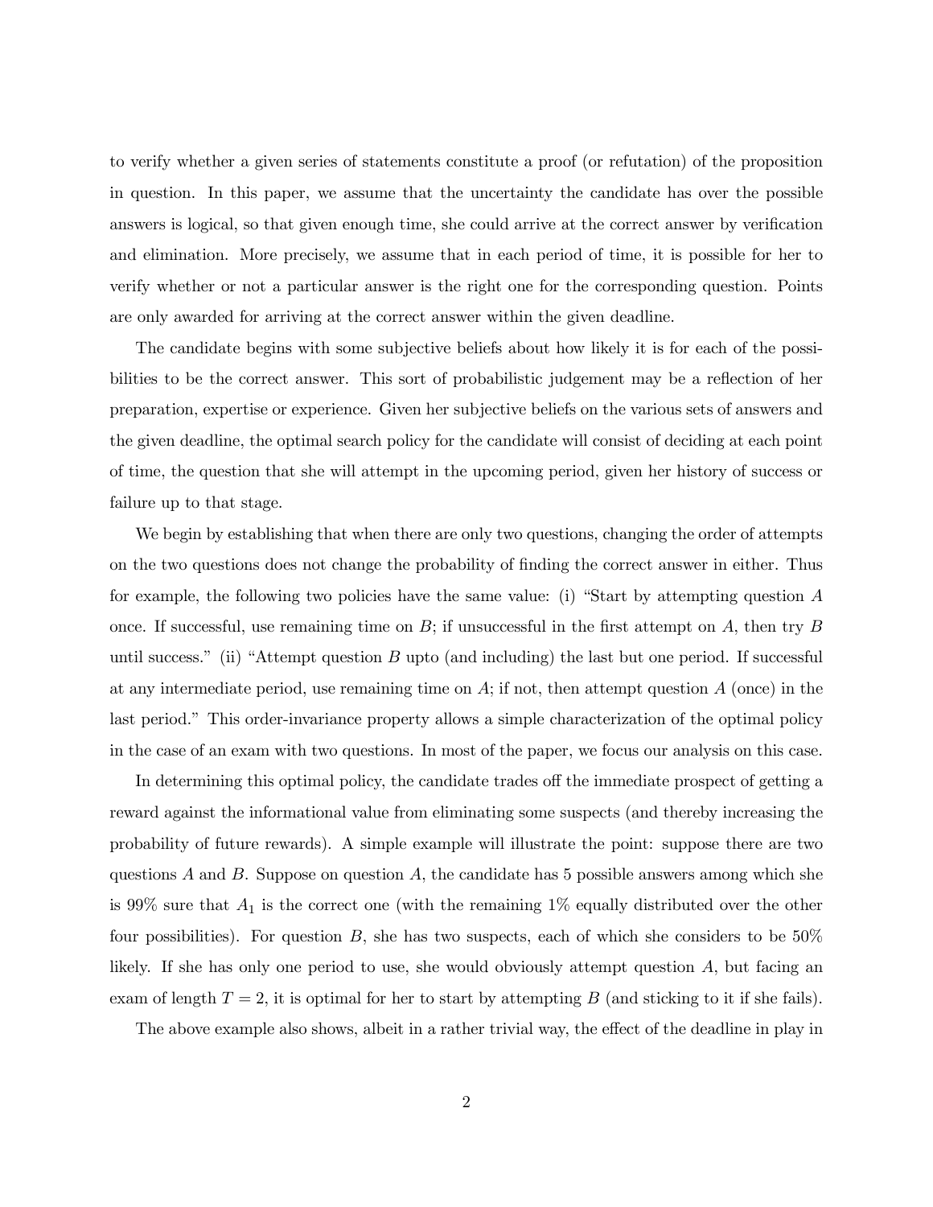to verify whether a given series of statements constitute a proof (or refutation) of the proposition in question. In this paper, we assume that the uncertainty the candidate has over the possible answers is logical, so that given enough time, she could arrive at the correct answer by verification and elimination. More precisely, we assume that in each period of time, it is possible for her to verify whether or not a particular answer is the right one for the corresponding question. Points are only awarded for arriving at the correct answer within the given deadline.

The candidate begins with some subjective beliefs about how likely it is for each of the possibilities to be the correct answer. This sort of probabilistic judgement may be a reflection of her preparation, expertise or experience. Given her subjective beliefs on the various sets of answers and the given deadline, the optimal search policy for the candidate will consist of deciding at each point of time, the question that she will attempt in the upcoming period, given her history of success or failure up to that stage.

We begin by establishing that when there are only two questions, changing the order of attempts on the two questions does not change the probability of finding the correct answer in either. Thus for example, the following two policies have the same value: (i) "Start by attempting question $A$ once. If successful, use remaining time on $B$; if unsuccessful in the first attempt on $A$, then try $B$ until success." (ii) "Attempt question $B$ upto (and including) the last but one period. If successful at any intermediate period, use remaining time on $A$; if not, then attempt question $A$ (once) in the last period." This order-invariance property allows a simple characterization of the optimal policy in the case of an exam with two questions. In most of the paper, we focus our analysis on this case.

In determining this optimal policy, the candidate trades off the immediate prospect of getting a reward against the informational value from eliminating some suspects (and thereby increasing the probability of future rewards). A simple example will illustrate the point: suppose there are two questions $A$ and $B$. Suppose on question $A$, the candidate has 5 possible answers among which she is 99% sure that $A_1$ is the correct one (with the remaining 1% equally distributed over the other four possibilities). For question $B$, she has two suspects, each of which she considers to be 50% likely. If she has only one period to use, she would obviously attempt question $A$, but facing an exam of length $T = 2$, it is optimal for her to start by attempting $B$ (and sticking to it if she fails).

The above example also shows, albeit in a rather trivial way, the effect of the deadline in play in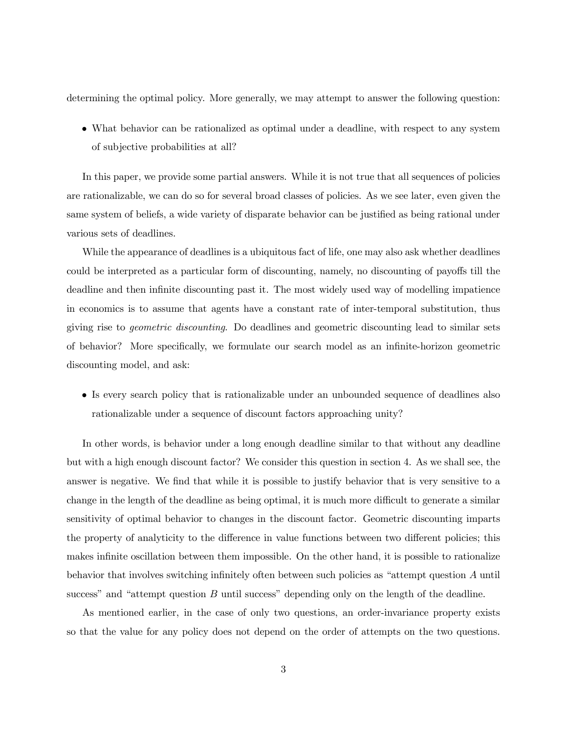determining the optimal policy. More generally, we may attempt to answer the following question:

- What behavior can be rationalized as optimal under a deadline, with respect to any system of subjective probabilities at all?

In this paper, we provide some partial answers. While it is not true that all sequences of policies are rationalizable, we can do so for several broad classes of policies. As we see later, even given the same system of beliefs, a wide variety of disparate behavior can be justified as being rational under various sets of deadlines.

While the appearance of deadlines is a ubiquitous fact of life, one may also ask whether deadlines could be interpreted as a particular form of discounting, namely, no discounting of payoffs till the deadline and then infinite discounting past it. The most widely used way of modelling impatience in economics is to assume that agents have a constant rate of inter-temporal substitution, thus giving rise to *geometric discounting*. Do deadlines and geometric discounting lead to similar sets of behavior? More specifically, we formulate our search model as an infinite-horizon geometric discounting model, and ask:

- Is every search policy that is rationalizable under an unbounded sequence of deadlines also rationalizable under a sequence of discount factors approaching unity?

In other words, is behavior under a long enough deadline similar to that without any deadline but with a high enough discount factor? We consider this question in section 4. As we shall see, the answer is negative. We find that while it is possible to justify behavior that is very sensitive to a change in the length of the deadline as being optimal, it is much more difficult to generate a similar sensitivity of optimal behavior to changes in the discount factor. Geometric discounting imparts the property of analyticity to the difference in value functions between two different policies; this makes infinite oscillation between them impossible. On the other hand, it is possible to rationalize behavior that involves switching infinitely often between such policies as "attempt question $A$ until success" and "attempt question $B$ until success" depending only on the length of the deadline.

As mentioned earlier, in the case of only two questions, an order-invariance property exists so that the value for any policy does not depend on the order of attempts on the two questions.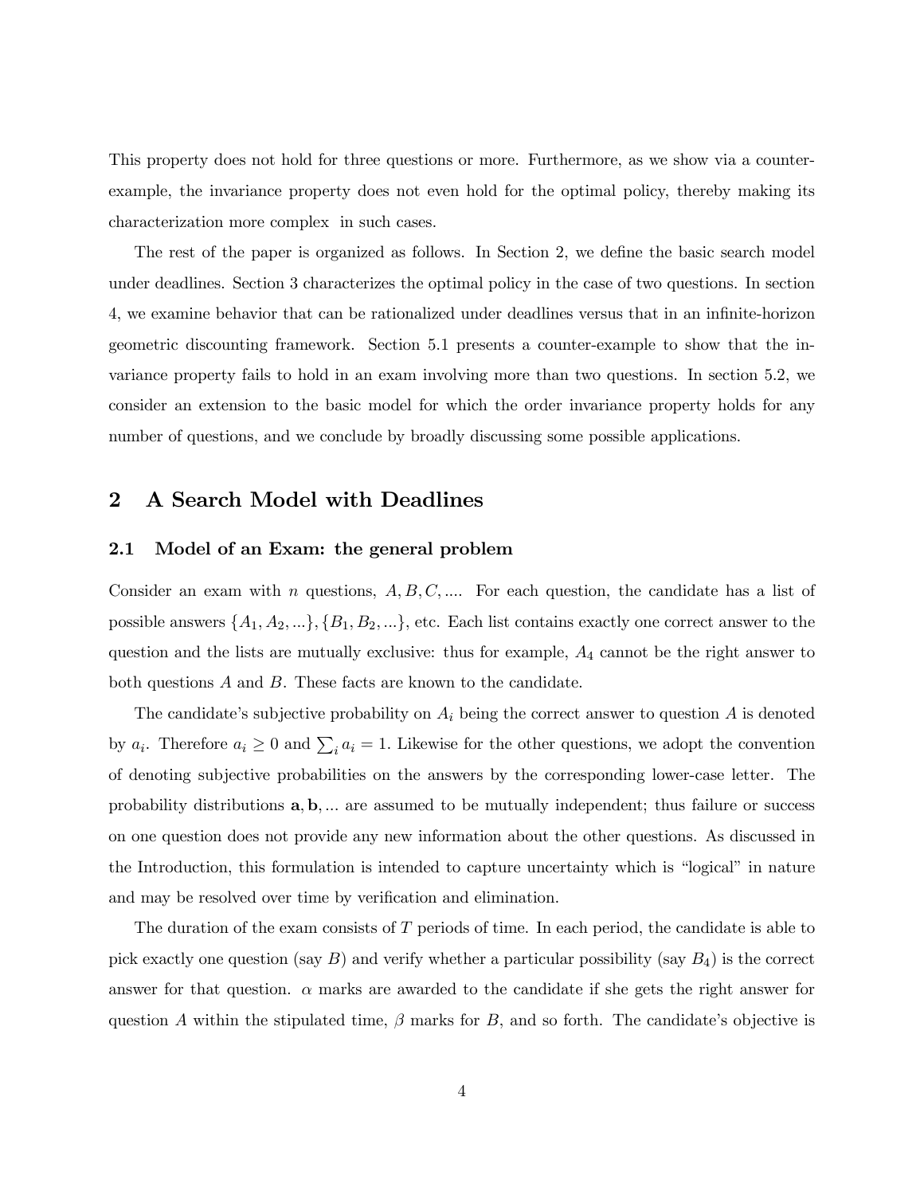This property does not hold for three questions or more. Furthermore, as we show via a counter-example, the invariance property does not even hold for the optimal policy, thereby making its characterization more complex in such cases.

The rest of the paper is organized as follows. In Section 2, we define the basic search model under deadlines. Section 3 characterizes the optimal policy in the case of two questions. In section 4, we examine behavior that can be rationalized under deadlines versus that in an infinite-horizon geometric discounting framework. Section 5.1 presents a counter-example to show that the invariance property fails to hold in an exam involving more than two questions. In section 5.2, we consider an extension to the basic model for which the order invariance property holds for any number of questions, and we conclude by broadly discussing some possible applications.

## 2 A Search Model with Deadlines

### 2.1 Model of an Exam: the general problem

Consider an exam with $n$ questions, $A, B, C, \ldots$. For each question, the candidate has a list of possible answers $\{A_1, A_2, \ldots\}, \{B_1, B_2, \ldots\}$, etc. Each list contains exactly one correct answer to the question and the lists are mutually exclusive: thus for example, $A_4$ cannot be the right answer to both questions $A$ and $B$. These facts are known to the candidate.

The candidate's subjective probability on $A_i$ being the correct answer to question $A$ is denoted by $a_i$. Therefore $a_i \geq 0$ and $\sum_i a_i = 1$. Likewise for the other questions, we adopt the convention of denoting subjective probabilities on the answers by the corresponding lower-case letter. The probability distributions $\mathbf{a}, \mathbf{b}, \ldots$ are assumed to be mutually independent; thus failure or success on one question does not provide any new information about the other questions. As discussed in the Introduction, this formulation is intended to capture uncertainty which is "logical" in nature and may be resolved over time by verification and elimination.

The duration of the exam consists of $T$ periods of time. In each period, the candidate is able to pick exactly one question (say $B$) and verify whether a particular possibility (say $B_4$) is the correct answer for that question. $\alpha$ marks are awarded to the candidate if she gets the right answer for question $A$ within the stipulated time, $\beta$ marks for $B$, and so forth. The candidate's objective is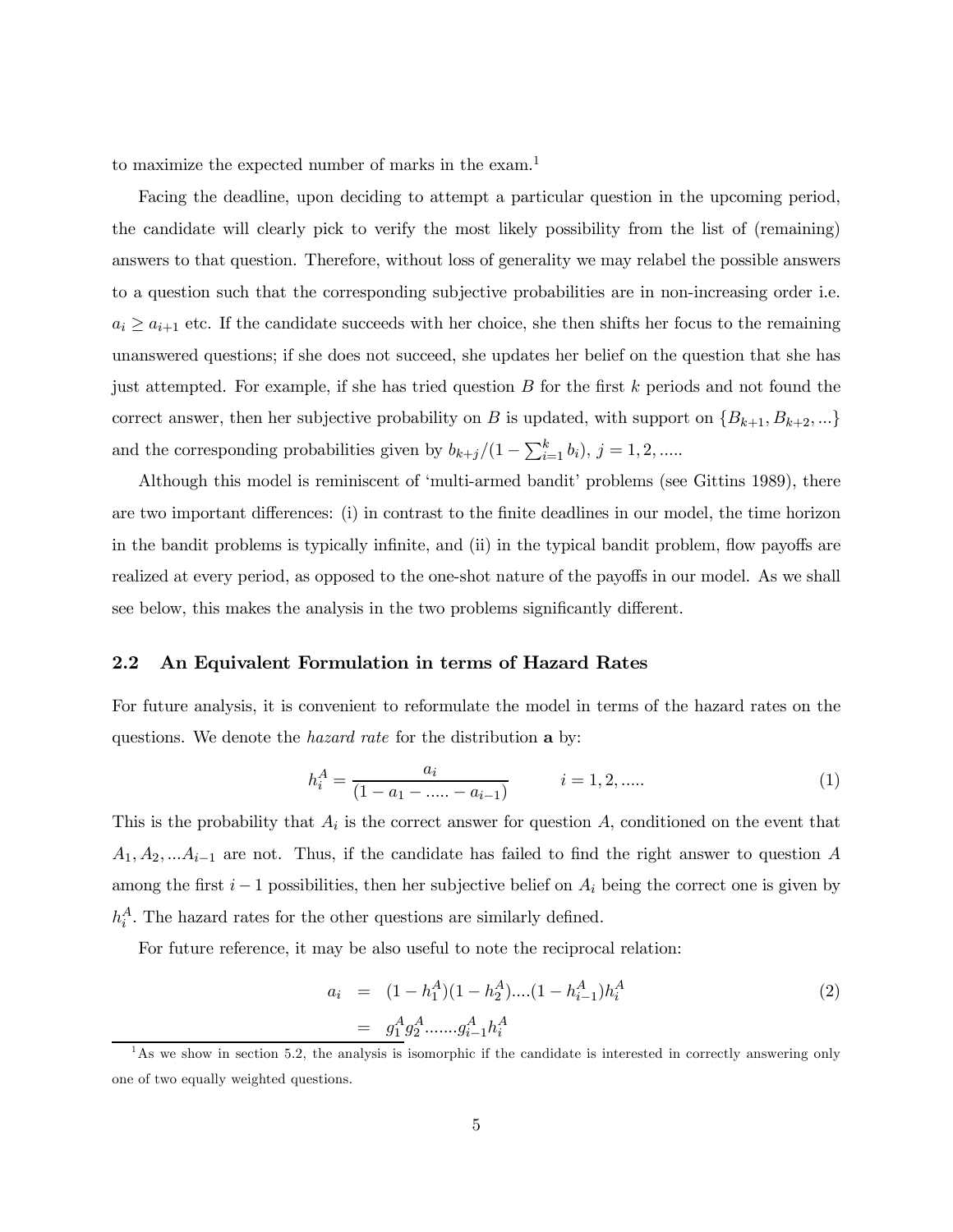to maximize the expected number of marks in the exam.[1]

Facing the deadline, upon deciding to attempt a particular question in the upcoming period, the candidate will clearly pick to verify the most likely possibility from the list of (remaining) answers to that question. Therefore, without loss of generality we may relabel the possible answers to a question such that the corresponding subjective probabilities are in non-increasing order i.e. $a_i \geq a_{i+1}$ etc. If the candidate succeeds with her choice, she then shifts her focus to the remaining unanswered questions; if she does not succeed, she updates her belief on the question that she has just attempted. For example, if she has tried question $B$ for the first $k$ periods and not found the correct answer, then her subjective probability on $B$ is updated, with support on $\{B_{k+1}, B_{k+2}, ...\}$ and the corresponding probabilities given by $b_{k+j}/(1 - \sum_{i=1}^{k} b_i)$, $j = 1, 2, .....$

Although this model is reminiscent of 'multi-armed bandit' problems (see Gittins 1989), there are two important differences: (i) in contrast to the finite deadlines in our model, the time horizon in the bandit problems is typically infinite, and (ii) in the typical bandit problem, flow payoffs are realized at every period, as opposed to the one-shot nature of the payoffs in our model. As we shall see below, this makes the analysis in the two problems significantly different.

## 2.2 An Equivalent Formulation in terms of Hazard Rates

For future analysis, it is convenient to reformulate the model in terms of the hazard rates on the questions. We denote the *hazard rate* for the distribution $\mathbf{a}$ by:

$$h_i^A = \frac{a_i}{(1 - a_1 - ..... - a_{i-1})} \qquad i = 1, 2, ..... \tag{1}$$

This is the probability that $A_i$ is the correct answer for question $A$, conditioned on the event that $A_1, A_2, ...A_{i-1}$ are not. Thus, if the candidate has failed to find the right answer to question $A$ among the first $i - 1$ possibilities, then her subjective belief on $A_i$ being the correct one is given by $h_i^A$. The hazard rates for the other questions are similarly defined.

For future reference, it may be also useful to note the reciprocal relation:

$$\begin{aligned} a_i &= (1 - h_1^A)(1 - h_2^A)....(1 - h_{i-1}^A)h_i^A \\ &= g_1^A g_2^A .......g_{i-1}^A h_i^A \end{aligned} \tag{2}$$

[1] As we show in section 5.2, the analysis is isomorphic if the candidate is interested in correctly answering only one of two equally weighted questions.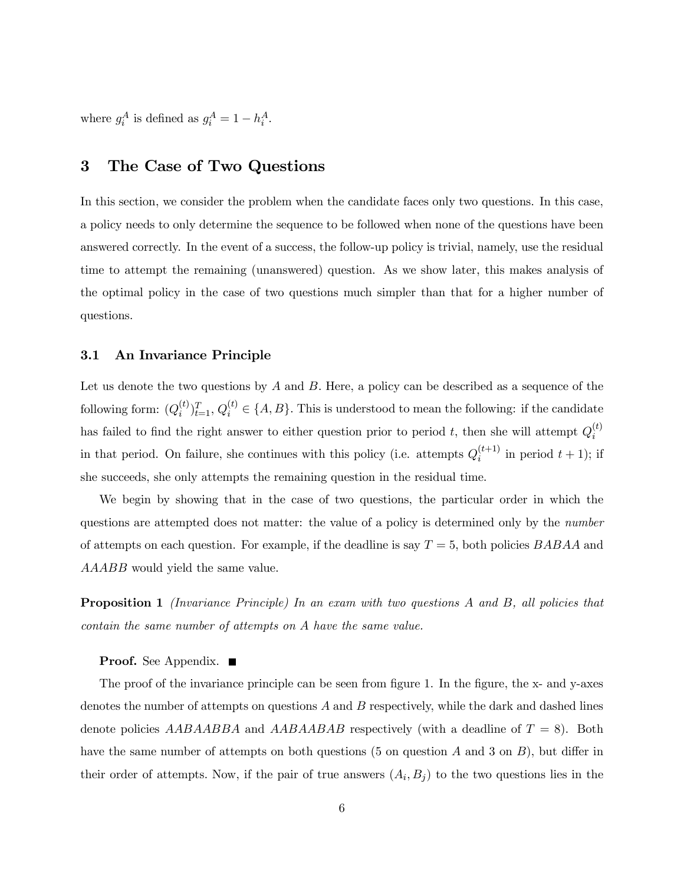where $g_i^A$ is defined as $g_i^A = 1 - h_i^A$.

# 3 The Case of Two Questions

In this section, we consider the problem when the candidate faces only two questions. In this case, a policy needs to only determine the sequence to be followed when none of the questions have been answered correctly. In the event of a success, the follow-up policy is trivial, namely, use the residual time to attempt the remaining (unanswered) question. As we show later, this makes analysis of the optimal policy in the case of two questions much simpler than that for a higher number of questions.

## 3.1 An Invariance Principle

Let us denote the two questions by $A$ and $B$. Here, a policy can be described as a sequence of the following form: $(Q_i^{(t)})_{t=1}^T$, $Q_i^{(t)} \in \{A, B\}$. This is understood to mean the following: if the candidate has failed to find the right answer to either question prior to period $t$, then she will attempt $Q_i^{(t)}$ in that period. On failure, she continues with this policy (i.e. attempts $Q_i^{(t+1)}$ in period $t+1$); if she succeeds, she only attempts the remaining question in the residual time.

We begin by showing that in the case of two questions, the particular order in which the questions are attempted does not matter: the value of a policy is determined only by the *number* of attempts on each question. For example, if the deadline is say $T = 5$, both policies $BABAA$ and $AAABB$ would yield the same value.

**Proposition 1** *(Invariance Principle) In an exam with two questions A and B, all policies that contain the same number of attempts on A have the same value.*

**Proof.** See Appendix. ■

The proof of the invariance principle can be seen from figure 1. In the figure, the x- and y-axes denotes the number of attempts on questions $A$ and $B$ respectively, while the dark and dashed lines denote policies $AABAABBA$ and $AABAABAB$ respectively (with a deadline of $T = 8$). Both have the same number of attempts on both questions (5 on question $A$ and 3 on $B$), but differ in their order of attempts. Now, if the pair of true answers $(A_i, B_j)$ to the two questions lies in the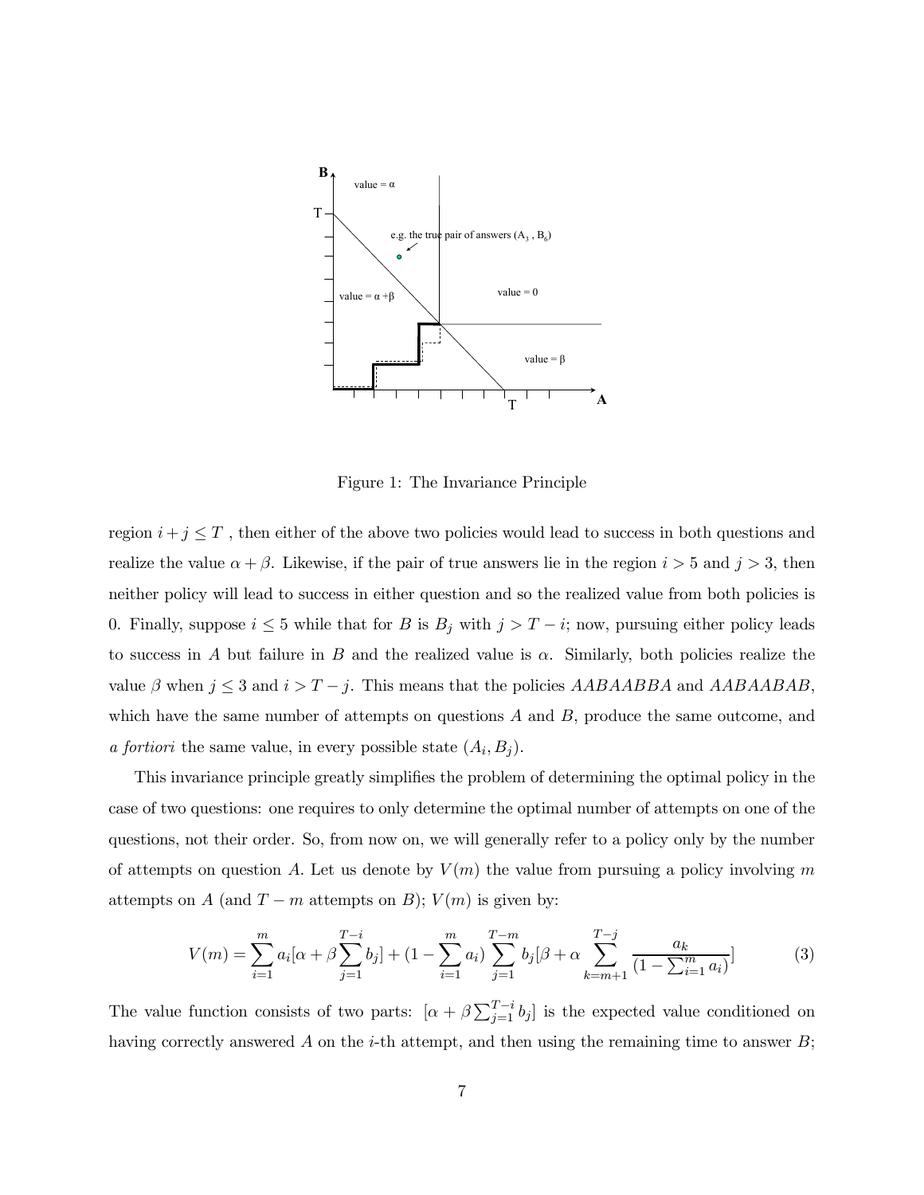Figure 1: The Invariance Principle

region $i + j \leq T$ , then either of the above two policies would lead to success in both questions and realize the value $\alpha + \beta$. Likewise, if the pair of true answers lie in the region $i > 5$ and $j > 3$, then neither policy will lead to success in either question and so the realized value from both policies is 0. Finally, suppose $i \leq 5$ while that for $B$ is $B_j$ with $j > T - i$; now, pursuing either policy leads to success in $A$ but failure in $B$ and the realized value is $\alpha$. Similarly, both policies realize the value $\beta$ when $j \leq 3$ and $i > T - j$. This means that the policies $AABAABBA$ and $AABAABAB$, which have the same number of attempts on questions $A$ and $B$, produce the same outcome, and *a fortiori* the same value, in every possible state $(A_i, B_j)$.

This invariance principle greatly simplifies the problem of determining the optimal policy in the case of two questions: one requires to only determine the optimal number of attempts on one of the questions, not their order. So, from now on, we will generally refer to a policy only by the number of attempts on question $A$. Let us denote by $V(m)$ the value from pursuing a policy involving $m$ attempts on $A$ (and $T - m$ attempts on $B$); $V(m)$ is given by:

$$V(m) = \sum_{i=1}^{m} a_i[\alpha + \beta \sum_{j=1}^{T-i} b_j] + (1 - \sum_{i=1}^{m} a_i) \sum_{j=1}^{T-m} b_j[\beta + \alpha \sum_{k=m+1}^{T-j} \frac{a_k}{(1 - \sum_{i=1}^{m} a_i)}] \tag{3}$$

The value function consists of two parts: $[\alpha + \beta \sum_{j=1}^{T-i} b_j]$ is the expected value conditioned on having correctly answered $A$ on the $i$-th attempt, and then using the remaining time to answer $B$;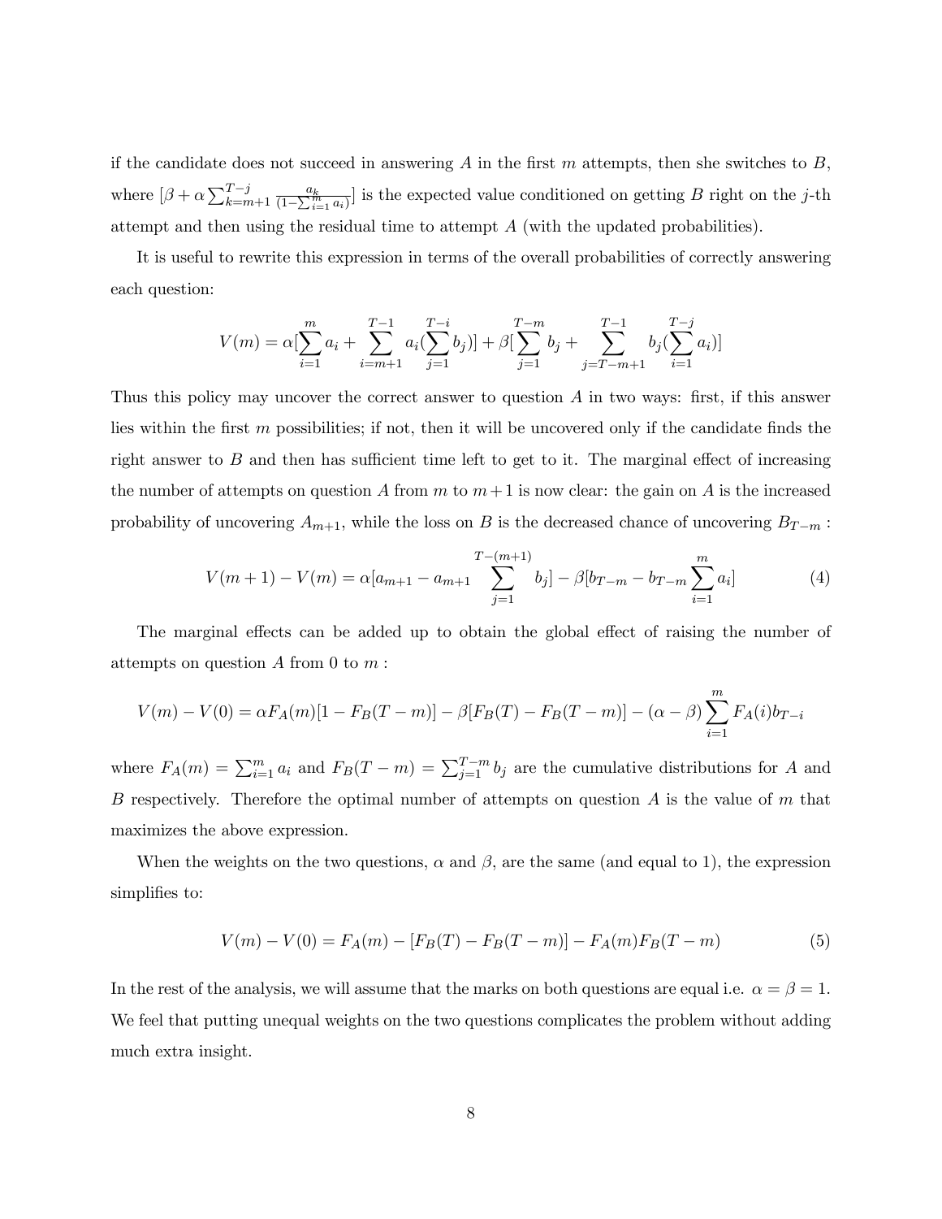if the candidate does not succeed in answering $A$ in the first $m$ attempts, then she switches to $B$, where $[\beta + \alpha \sum_{k=m+1}^{T-j} \frac{a_k}{(1-\sum_{i=1}^{m} a_i)}]$ is the expected value conditioned on getting $B$ right on the $j$-th attempt and then using the residual time to attempt $A$ (with the updated probabilities).

It is useful to rewrite this expression in terms of the overall probabilities of correctly answering each question:

$$V(m) = \alpha[\sum_{i=1}^{m} a_i + \sum_{i=m+1}^{T-1} a_i(\sum_{j=1}^{T-i} b_j)] + \beta[\sum_{j=1}^{T-m} b_j + \sum_{j=T-m+1}^{T-1} b_j(\sum_{i=1}^{T-j} a_i)]$$

Thus this policy may uncover the correct answer to question $A$ in two ways: first, if this answer lies within the first $m$ possibilities; if not, then it will be uncovered only if the candidate finds the right answer to $B$ and then has sufficient time left to get to it. The marginal effect of increasing the number of attempts on question $A$ from $m$ to $m+1$ is now clear: the gain on $A$ is the increased probability of uncovering $A_{m+1}$, while the loss on $B$ is the decreased chance of uncovering $B_{T-m}$ :

$$V(m+1) - V(m) = \alpha[a_{m+1} - a_{m+1} \sum_{j=1}^{T-(m+1)} b_j] - \beta[b_{T-m} - b_{T-m} \sum_{i=1}^{m} a_i] \tag{4}$$

The marginal effects can be added up to obtain the global effect of raising the number of attempts on question $A$ from 0 to $m$ :

$$V(m) - V(0) = \alpha F_A(m)[1 - F_B(T-m)] - \beta[F_B(T) - F_B(T-m)] - (\alpha - \beta) \sum_{i=1}^{m} F_A(i) b_{T-i}$$

where $F_A(m) = \sum_{i=1}^{m} a_i$ and $F_B(T-m) = \sum_{j=1}^{T-m} b_j$ are the cumulative distributions for $A$ and $B$ respectively. Therefore the optimal number of attempts on question $A$ is the value of $m$ that maximizes the above expression.

When the weights on the two questions, $\alpha$ and $\beta$, are the same (and equal to 1), the expression simplifies to:

$$V(m) - V(0) = F_A(m) - [F_B(T) - F_B(T-m)] - F_A(m) F_B(T-m) \tag{5}$$

In the rest of the analysis, we will assume that the marks on both questions are equal i.e. $\alpha = \beta = 1$. We feel that putting unequal weights on the two questions complicates the problem without adding much extra insight.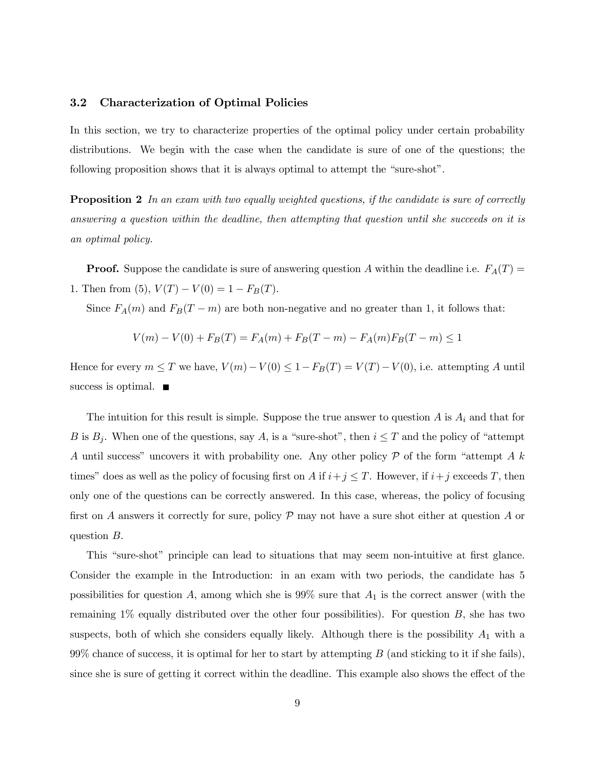### 3.2 Characterization of Optimal Policies

In this section, we try to characterize properties of the optimal policy under certain probability distributions. We begin with the case when the candidate is sure of one of the questions; the following proposition shows that it is always optimal to attempt the "sure-shot".

**Proposition 2** *In an exam with two equally weighted questions, if the candidate is sure of correctly answering a question within the deadline, then attempting that question until she succeeds on it is an optimal policy.*

**Proof.** Suppose the candidate is sure of answering question $A$ within the deadline i.e. $F_A(T) = 1$. Then from (5), $V(T) - V(0) = 1 - F_B(T)$.

Since $F_A(m)$ and $F_B(T-m)$ are both non-negative and no greater than 1, it follows that:

$$V(m) - V(0) + F_B(T) = F_A(m) + F_B(T-m) - F_A(m)F_B(T-m) \leq 1$$

Hence for every $m \leq T$ we have, $V(m) - V(0) \leq 1 - F_B(T) = V(T) - V(0)$, i.e. attempting $A$ until success is optimal. ∎

The intuition for this result is simple. Suppose the true answer to question $A$ is $A_i$ and that for $B$ is $B_j$. When one of the questions, say $A$, is a "sure-shot", then $i \leq T$ and the policy of "attempt $A$ until success" uncovers it with probability one. Any other policy $\mathcal{P}$ of the form "attempt $A$ $k$ times" does as well as the policy of focusing first on $A$ if $i+j \leq T$. However, if $i+j$ exceeds $T$, then only one of the questions can be correctly answered. In this case, whereas, the policy of focusing first on $A$ answers it correctly for sure, policy $\mathcal{P}$ may not have a sure shot either at question $A$ or question $B$.

This "sure-shot" principle can lead to situations that may seem non-intuitive at first glance. Consider the example in the Introduction: in an exam with two periods, the candidate has 5 possibilities for question $A$, among which she is 99% sure that $A_1$ is the correct answer (with the remaining 1% equally distributed over the other four possibilities). For question $B$, she has two suspects, both of which she considers equally likely. Although there is the possibility $A_1$ with a 99% chance of success, it is optimal for her to start by attempting $B$ (and sticking to it if she fails), since she is sure of getting it correct within the deadline. This example also shows the effect of the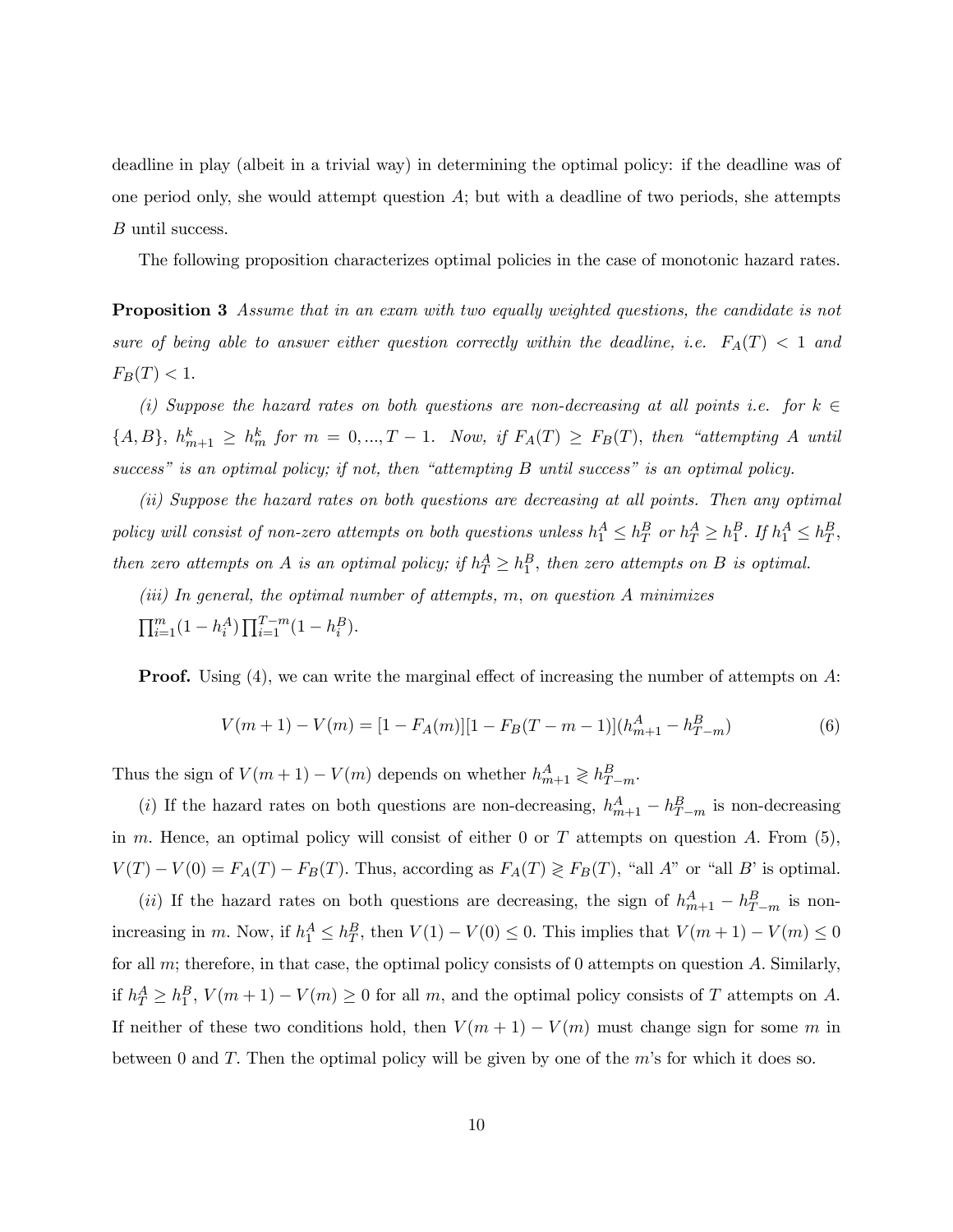deadline in play (albeit in a trivial way) in determining the optimal policy: if the deadline was of one period only, she would attempt question $A$; but with a deadline of two periods, she attempts $B$ until success.

The following proposition characterizes optimal policies in the case of monotonic hazard rates.

**Proposition 3** *Assume that in an exam with two equally weighted questions, the candidate is not sure of being able to answer either question correctly within the deadline, i.e. $F_A(T) < 1$ and $F_B(T) < 1$.*

*(i) Suppose the hazard rates on both questions are non-decreasing at all points i.e. for $k \in \{A, B\}$, $h^k_{m+1} \geq h^k_m$ for $m = 0, ..., T-1$. Now, if $F_A(T) \geq F_B(T)$, then "attempting A until success" is an optimal policy; if not, then "attempting B until success" is an optimal policy.*

*(ii) Suppose the hazard rates on both questions are decreasing at all points. Then any optimal policy will consist of non-zero attempts on both questions unless $h^A_1 \leq h^B_T$ or $h^A_T \geq h^B_1$. If $h^A_1 \leq h^B_T$, then zero attempts on A is an optimal policy; if $h^A_T \geq h^B_1$, then zero attempts on B is optimal.*

*(iii) In general, the optimal number of attempts, $m$, on question A minimizes $\prod_{i=1}^{m}(1 - h^A_i) \prod_{i=1}^{T-m}(1 - h^B_i)$.*

**Proof.** Using (4), we can write the marginal effect of increasing the number of attempts on $A$:

$$V(m+1) - V(m) = [1 - F_A(m)][1 - F_B(T - m - 1)](h^A_{m+1} - h^B_{T-m}) \tag{6}$$

Thus the sign of $V(m+1) - V(m)$ depends on whether $h^A_{m+1} \gtreqless h^B_{T-m}$.

$(i)$ If the hazard rates on both questions are non-decreasing, $h^A_{m+1} - h^B_{T-m}$ is non-decreasing in $m$. Hence, an optimal policy will consist of either 0 or $T$ attempts on question $A$. From (5), $V(T) - V(0) = F_A(T) - F_B(T)$. Thus, according as $F_A(T) \gtreqless F_B(T)$, "all $A$" or "all $B$' is optimal.

$(ii)$ If the hazard rates on both questions are decreasing, the sign of $h^A_{m+1} - h^B_{T-m}$ is non-increasing in $m$. Now, if $h^A_1 \leq h^B_T$, then $V(1) - V(0) \leq 0$. This implies that $V(m+1) - V(m) \leq 0$ for all $m$; therefore, in that case, the optimal policy consists of 0 attempts on question $A$. Similarly, if $h^A_T \geq h^B_1$, $V(m+1) - V(m) \geq 0$ for all $m$, and the optimal policy consists of $T$ attempts on $A$. If neither of these two conditions hold, then $V(m+1) - V(m)$ must change sign for some $m$ in between 0 and $T$. Then the optimal policy will be given by one of the $m$'s for which it does so.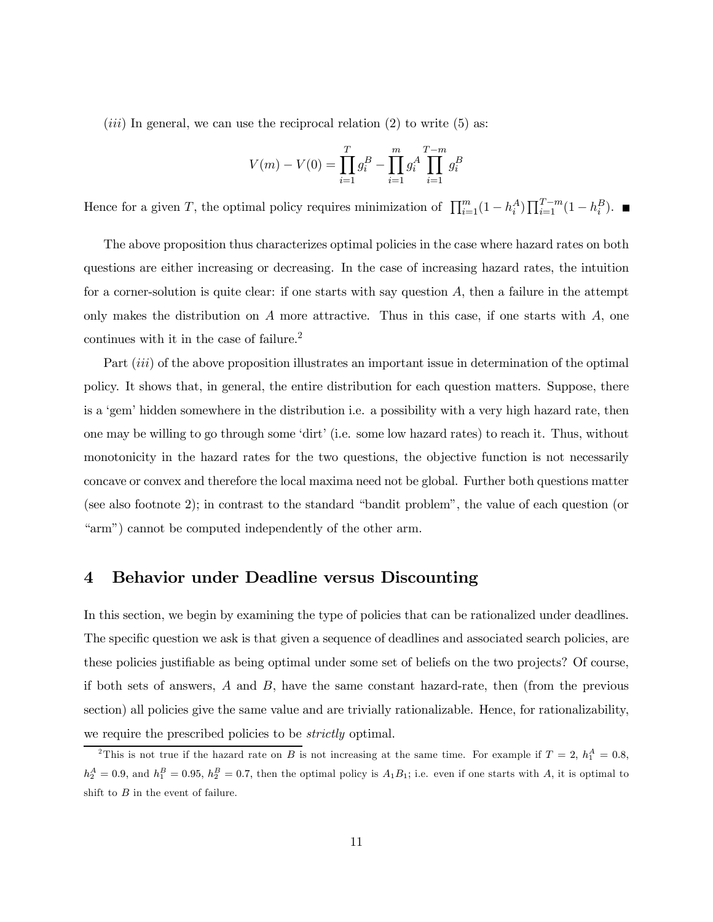(*iii*) In general, we can use the reciprocal relation (2) to write (5) as:

$$V(m) - V(0) = \prod_{i=1}^{T} g_i^B - \prod_{i=1}^{m} g_i^A \prod_{i=1}^{T-m} g_i^B$$

Hence for a given $T$, the optimal policy requires minimization of $\prod_{i=1}^{m}(1-h_i^A)\prod_{i=1}^{T-m}(1-h_i^B)$. ■

The above proposition thus characterizes optimal policies in the case where hazard rates on both questions are either increasing or decreasing. In the case of increasing hazard rates, the intuition for a corner-solution is quite clear: if one starts with say question $A$, then a failure in the attempt only makes the distribution on $A$ more attractive. Thus in this case, if one starts with $A$, one continues with it in the case of failure.[2]

Part (*iii*) of the above proposition illustrates an important issue in determination of the optimal policy. It shows that, in general, the entire distribution for each question matters. Suppose, there is a 'gem' hidden somewhere in the distribution i.e. a possibility with a very high hazard rate, then one may be willing to go through some 'dirt' (i.e. some low hazard rates) to reach it. Thus, without monotonicity in the hazard rates for the two questions, the objective function is not necessarily concave or convex and therefore the local maxima need not be global. Further both questions matter (see also footnote 2); in contrast to the standard "bandit problem", the value of each question (or "arm") cannot be computed independently of the other arm.

# 4 Behavior under Deadline versus Discounting

In this section, we begin by examining the type of policies that can be rationalized under deadlines. The specific question we ask is that given a sequence of deadlines and associated search policies, are these policies justifiable as being optimal under some set of beliefs on the two projects? Of course, if both sets of answers, $A$ and $B$, have the same constant hazard-rate, then (from the previous section) all policies give the same value and are trivially rationalizable. Hence, for rationalizability, we require the prescribed policies to be *strictly* optimal.

[2] This is not true if the hazard rate on $B$ is not increasing at the same time. For example if $T = 2$, $h_1^A = 0.8$, $h_2^A = 0.9$, and $h_1^B = 0.95$, $h_2^B = 0.7$, then the optimal policy is $A_1B_1$; i.e. even if one starts with $A$, it is optimal to shift to $B$ in the event of failure.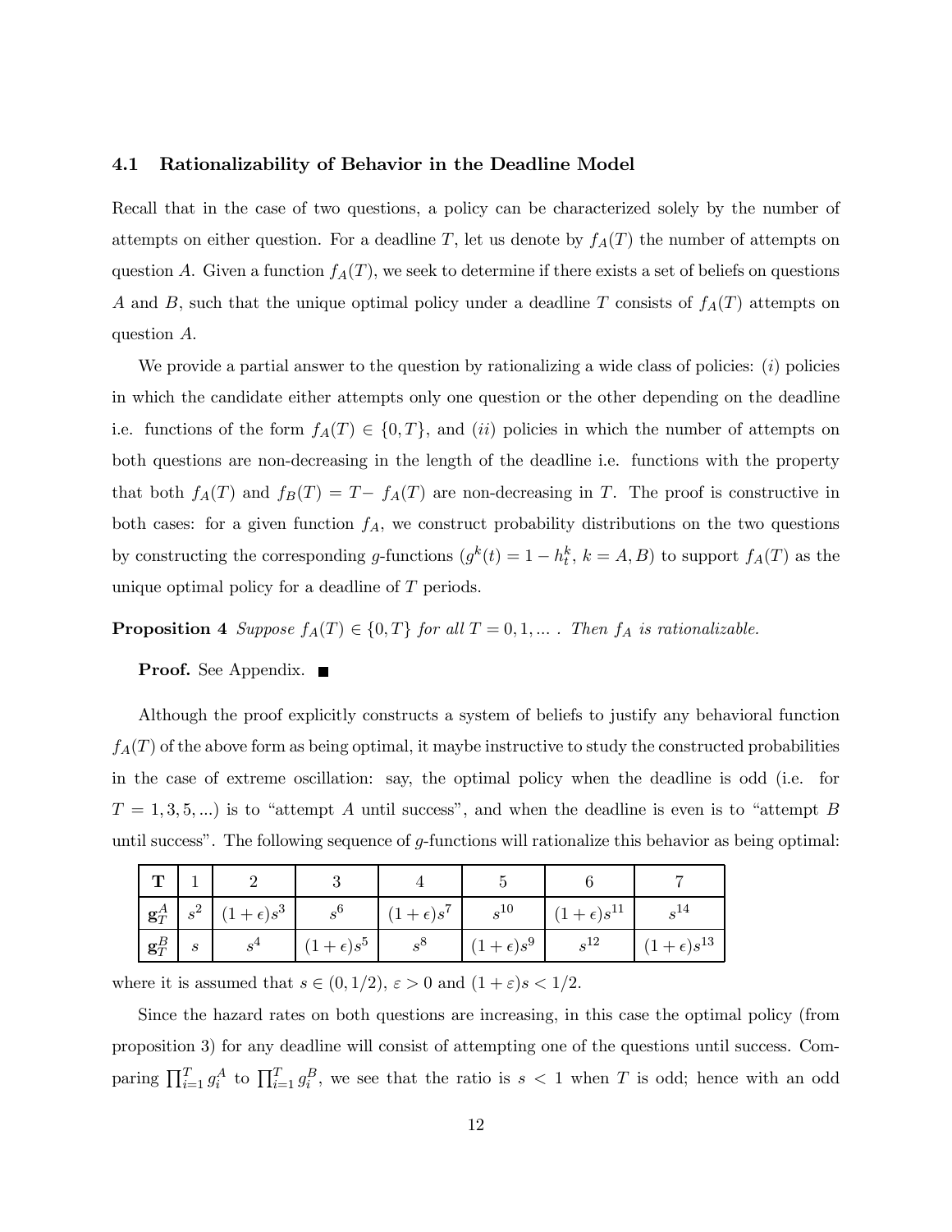### 4.1 Rationalizability of Behavior in the Deadline Model

Recall that in the case of two questions, a policy can be characterized solely by the number of attempts on either question. For a deadline $T$, let us denote by $f_A(T)$ the number of attempts on question $A$. Given a function $f_A(T)$, we seek to determine if there exists a set of beliefs on questions $A$ and $B$, such that the unique optimal policy under a deadline $T$ consists of $f_A(T)$ attempts on question $A$.

We provide a partial answer to the question by rationalizing a wide class of policies: $(i)$ policies in which the candidate either attempts only one question or the other depending on the deadline i.e. functions of the form $f_A(T) \in \{0, T\}$, and $(ii)$ policies in which the number of attempts on both questions are non-decreasing in the length of the deadline i.e. functions with the property that both $f_A(T)$ and $f_B(T) = T - f_A(T)$ are non-decreasing in $T$. The proof is constructive in both cases: for a given function $f_A$, we construct probability distributions on the two questions by constructing the corresponding $g$-functions ($g^k(t) = 1 - h_t^k$, $k = A, B$) to support $f_A(T)$ as the unique optimal policy for a deadline of $T$ periods.

**Proposition 4** *Suppose $f_A(T) \in \{0, T\}$ for all $T = 0, 1, \ldots$ . Then $f_A$ is rationalizable.*

**Proof.** See Appendix. ■

Although the proof explicitly constructs a system of beliefs to justify any behavioral function $f_A(T)$ of the above form as being optimal, it maybe instructive to study the constructed probabilities in the case of extreme oscillation: say, the optimal policy when the deadline is odd (i.e. for $T = 1, 3, 5, \ldots$) is to "attempt $A$ until success", and when the deadline is even is to "attempt $B$ until success". The following sequence of $g$-functions will rationalize this behavior as being optimal:

| **T** | 1 | 2 | 3 | 4 | 5 | 6 | 7 |
|---|---|---|---|---|---|---|---|
| $\mathbf{g}_T^A$ | $s^2$ | $(1+\epsilon)s^3$ | $s^6$ | $(1+\epsilon)s^7$ | $s^{10}$ | $(1+\epsilon)s^{11}$ | $s^{14}$ |
| $\mathbf{g}_T^B$ | $s$ | $s^4$ | $(1+\epsilon)s^5$ | $s^8$ | $(1+\epsilon)s^9$ | $s^{12}$ | $(1+\epsilon)s^{13}$ |

where it is assumed that $s \in (0, 1/2)$, $\varepsilon > 0$ and $(1+\varepsilon)s < 1/2$.

Since the hazard rates on both questions are increasing, in this case the optimal policy (from proposition 3) for any deadline will consist of attempting one of the questions until success. Comparing $\prod_{i=1}^{T} g_i^A$ to $\prod_{i=1}^{T} g_i^B$, we see that the ratio is $s < 1$ when $T$ is odd; hence with an odd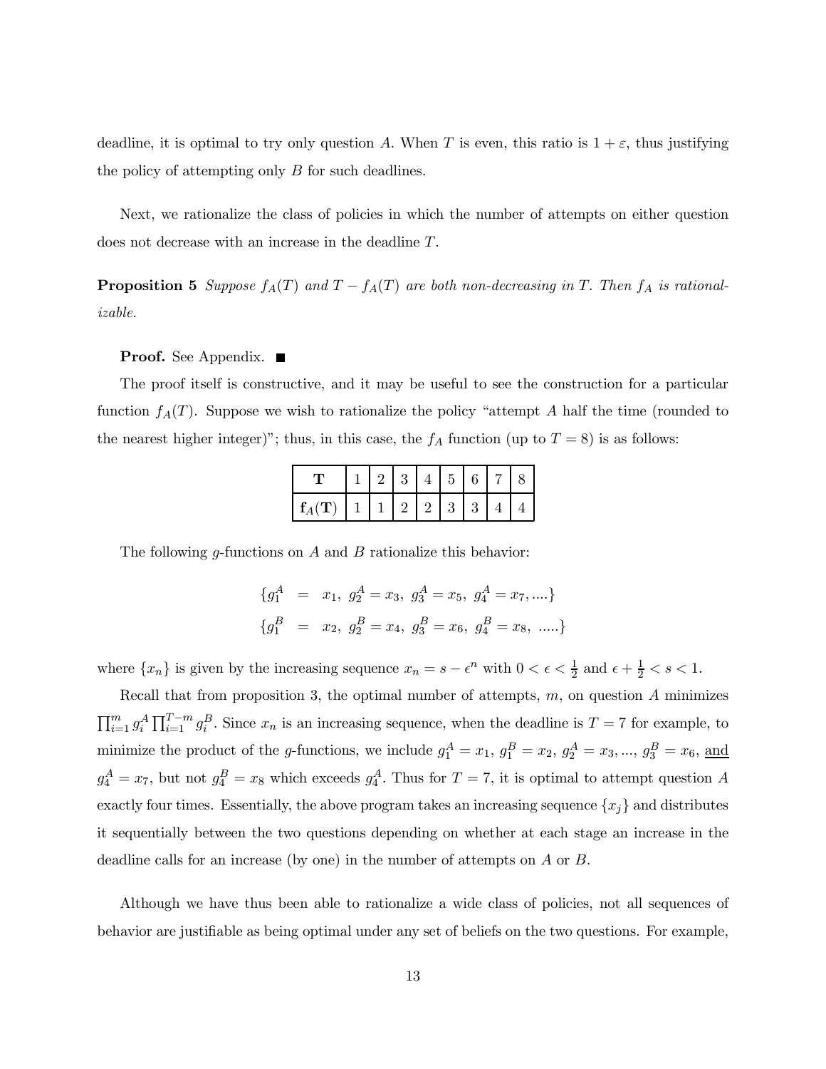deadline, it is optimal to try only question $A$. When $T$ is even, this ratio is $1+\varepsilon$, thus justifying the policy of attempting only $B$ for such deadlines.

Next, we rationalize the class of policies in which the number of attempts on either question does not decrease with an increase in the deadline $T$.

**Proposition 5** *Suppose $f_A(T)$ and $T - f_A(T)$ are both non-decreasing in $T$. Then $f_A$ is rationalizable.*

**Proof.** See Appendix. ■

The proof itself is constructive, and it may be useful to see the construction for a particular function $f_A(T)$. Suppose we wish to rationalize the policy "attempt $A$ half the time (rounded to the nearest higher integer)"; thus, in this case, the $f_A$ function (up to $T = 8$) is as follows:

| $\mathbf{T}$ | 1 | 2 | 3 | 4 | 5 | 6 | 7 | 8 |
|---|---|---|---|---|---|---|---|---|
| $\mathbf{f}_A(\mathbf{T})$ | 1 | 1 | 2 | 2 | 3 | 3 | 4 | 4 |

The following $g$-functions on $A$ and $B$ rationalize this behavior:

$$\{g_1^A = x_1,\ g_2^A = x_3,\ g_3^A = x_5,\ g_4^A = x_7, ....\}$$
$$\{g_1^B = x_2,\ g_2^B = x_4,\ g_3^B = x_6,\ g_4^B = x_8,\ .....\}$$

where $\{x_n\}$ is given by the increasing sequence $x_n = s - \epsilon^n$ with $0 < \epsilon < \frac{1}{2}$ and $\epsilon + \frac{1}{2} < s < 1$.

Recall that from proposition 3, the optimal number of attempts, $m$, on question $A$ minimizes $\prod_{i=1}^{m} g_i^A \prod_{i=1}^{T-m} g_i^B$. Since $x_n$ is an increasing sequence, when the deadline is $T = 7$ for example, to minimize the product of the $g$-functions, we include $g_1^A = x_1$, $g_1^B = x_2$, $g_2^A = x_3, ..., g_3^B = x_6$, and $g_4^A = x_7$, but not $g_4^B = x_8$ which exceeds $g_4^A$. Thus for $T = 7$, it is optimal to attempt question $A$ exactly four times. Essentially, the above program takes an increasing sequence $\{x_j\}$ and distributes it sequentially between the two questions depending on whether at each stage an increase in the deadline calls for an increase (by one) in the number of attempts on $A$ or $B$.

Although we have thus been able to rationalize a wide class of policies, not all sequences of behavior are justifiable as being optimal under any set of beliefs on the two questions. For example,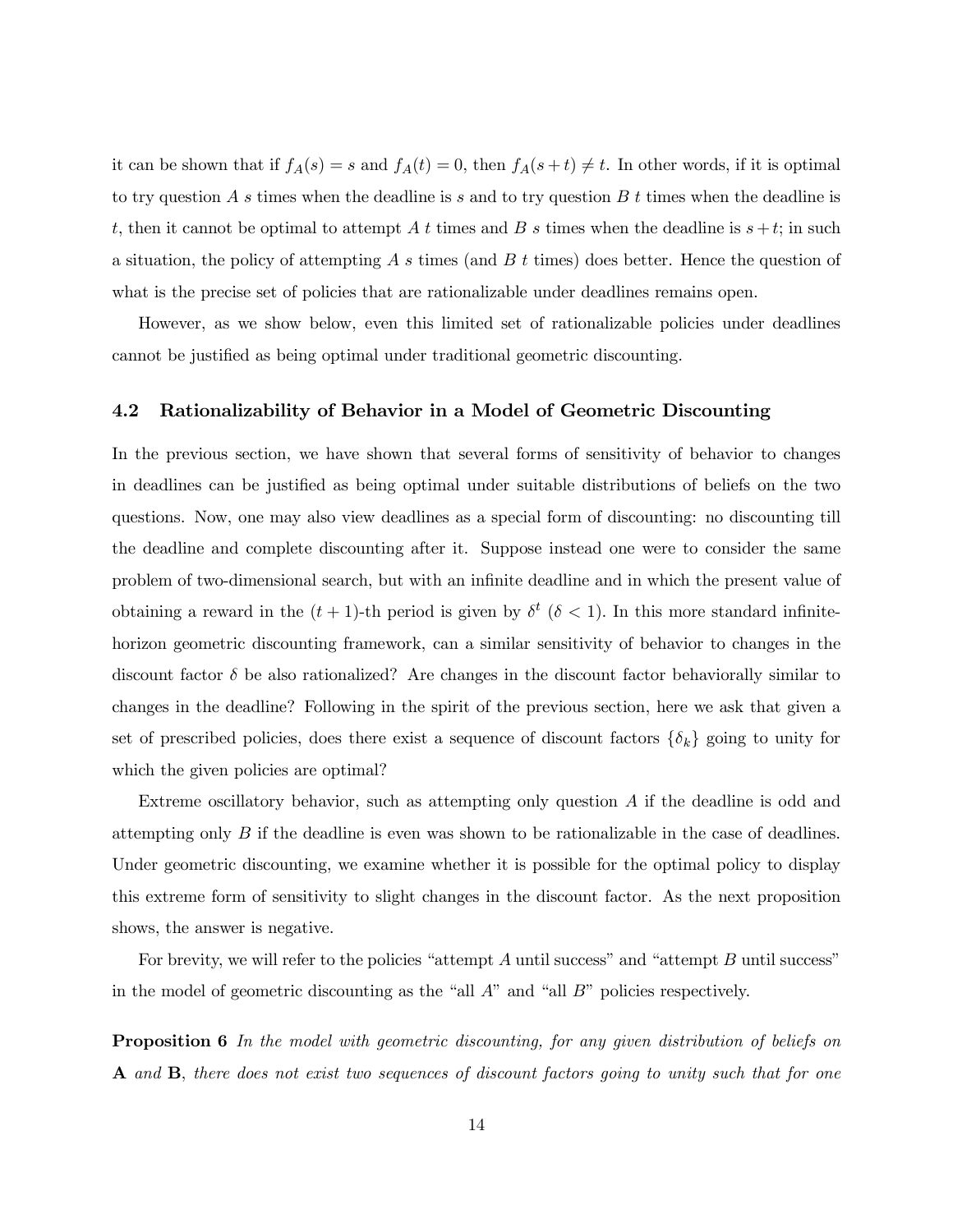it can be shown that if $f_A(s) = s$ and $f_A(t) = 0$, then $f_A(s+t) \neq t$. In other words, if it is optimal to try question $A$ $s$ times when the deadline is $s$ and to try question $B$ $t$ times when the deadline is $t$, then it cannot be optimal to attempt $A$ $t$ times and $B$ $s$ times when the deadline is $s+t$; in such a situation, the policy of attempting $A$ $s$ times (and $B$ $t$ times) does better. Hence the question of what is the precise set of policies that are rationalizable under deadlines remains open.

However, as we show below, even this limited set of rationalizable policies under deadlines cannot be justified as being optimal under traditional geometric discounting.

### 4.2 Rationalizability of Behavior in a Model of Geometric Discounting

In the previous section, we have shown that several forms of sensitivity of behavior to changes in deadlines can be justified as being optimal under suitable distributions of beliefs on the two questions. Now, one may also view deadlines as a special form of discounting: no discounting till the deadline and complete discounting after it. Suppose instead one were to consider the same problem of two-dimensional search, but with an infinite deadline and in which the present value of obtaining a reward in the $(t+1)$-th period is given by $\delta^t$ $(\delta < 1)$. In this more standard infinite-horizon geometric discounting framework, can a similar sensitivity of behavior to changes in the discount factor $\delta$ be also rationalized? Are changes in the discount factor behaviorally similar to changes in the deadline? Following in the spirit of the previous section, here we ask that given a set of prescribed policies, does there exist a sequence of discount factors $\{\delta_k\}$ going to unity for which the given policies are optimal?

Extreme oscillatory behavior, such as attempting only question $A$ if the deadline is odd and attempting only $B$ if the deadline is even was shown to be rationalizable in the case of deadlines. Under geometric discounting, we examine whether it is possible for the optimal policy to display this extreme form of sensitivity to slight changes in the discount factor. As the next proposition shows, the answer is negative.

For brevity, we will refer to the policies "attempt $A$ until success" and "attempt $B$ until success" in the model of geometric discounting as the "all $A$" and "all $B$" policies respectively.

**Proposition 6** *In the model with geometric discounting, for any given distribution of beliefs on* **A** *and* **B**, *there does not exist two sequences of discount factors going to unity such that for one*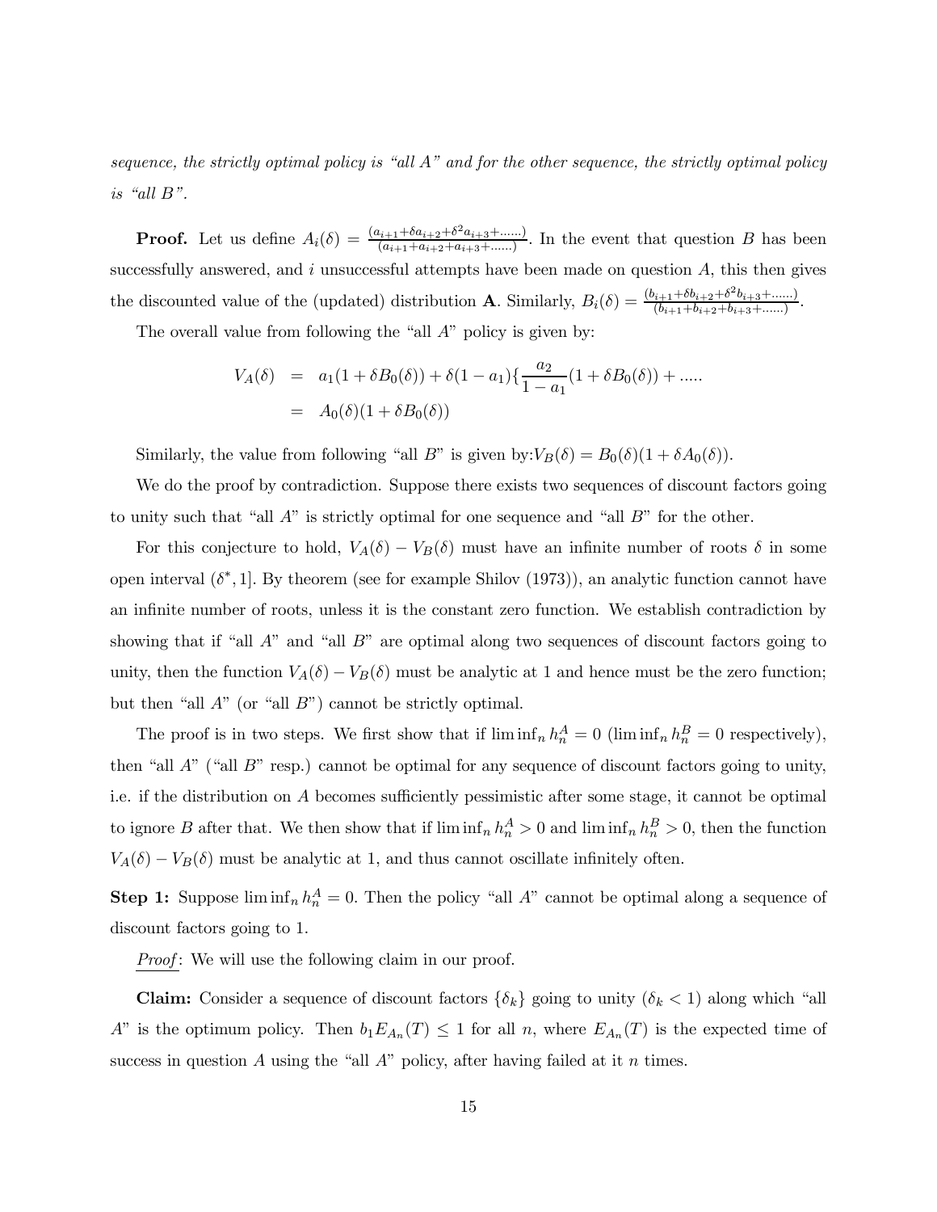*sequence, the strictly optimal policy is "all A" and for the other sequence, the strictly optimal policy is "all B".*

**Proof.** Let us define $A_i(\delta) = \frac{(a_{i+1}+\delta a_{i+2}+\delta^2 a_{i+3}+......)}{(a_{i+1}+a_{i+2}+a_{i+3}+......)}$. In the event that question $B$ has been successfully answered, and $i$ unsuccessful attempts have been made on question $A$, this then gives the discounted value of the (updated) distribution **A**. Similarly, $B_i(\delta) = \frac{(b_{i+1}+\delta b_{i+2}+\delta^2 b_{i+3}+......)}{(b_{i+1}+b_{i+2}+b_{i+3}+......)}$.

The overall value from following the "all $A$" policy is given by:

$$
\begin{aligned}
V_A(\delta) &= a_1(1+\delta B_0(\delta)) + \delta(1-a_1)\{\frac{a_2}{1-a_1}(1+\delta B_0(\delta)) + ..... \\
&= A_0(\delta)(1+\delta B_0(\delta))
\end{aligned}
$$

Similarly, the value from following "all $B$" is given by: $V_B(\delta) = B_0(\delta)(1+\delta A_0(\delta))$.

We do the proof by contradiction. Suppose there exists two sequences of discount factors going to unity such that "all $A$" is strictly optimal for one sequence and "all $B$" for the other.

For this conjecture to hold, $V_A(\delta) - V_B(\delta)$ must have an infinite number of roots $\delta$ in some open interval $(\delta^*, 1]$. By theorem (see for example Shilov (1973)), an analytic function cannot have an infinite number of roots, unless it is the constant zero function. We establish contradiction by showing that if "all $A$" and "all $B$" are optimal along two sequences of discount factors going to unity, then the function $V_A(\delta) - V_B(\delta)$ must be analytic at 1 and hence must be the zero function; but then "all $A$" (or "all $B$") cannot be strictly optimal.

The proof is in two steps. We first show that if $\liminf_n h_n^A = 0$ ($\liminf_n h_n^B = 0$ respectively), then "all $A$" ("all $B$" resp.) cannot be optimal for any sequence of discount factors going to unity, i.e. if the distribution on $A$ becomes sufficiently pessimistic after some stage, it cannot be optimal to ignore $B$ after that. We then show that if $\liminf_n h_n^A > 0$ and $\liminf_n h_n^B > 0$, then the function $V_A(\delta) - V_B(\delta)$ must be analytic at 1, and thus cannot oscillate infinitely often.

**Step 1:** Suppose $\liminf_n h_n^A = 0$. Then the policy "all $A$" cannot be optimal along a sequence of discount factors going to 1.

*Proof*: We will use the following claim in our proof.

**Claim:** Consider a sequence of discount factors $\{\delta_k\}$ going to unity ($\delta_k < 1$) along which "all $A$" is the optimum policy. Then $b_1 E_{A_n}(T) \leq 1$ for all $n$, where $E_{A_n}(T)$ is the expected time of success in question $A$ using the "all $A$" policy, after having failed at it $n$ times.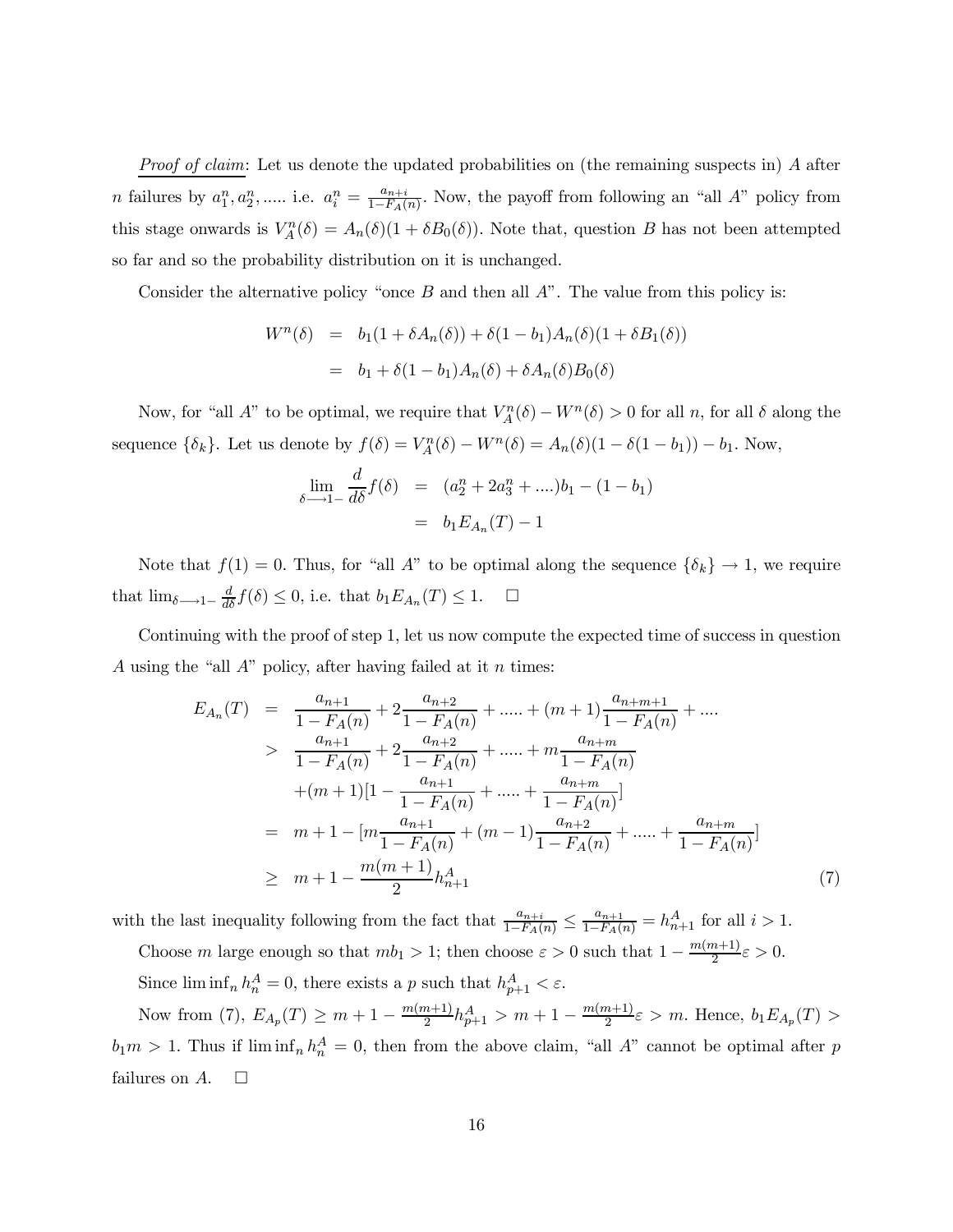*Proof of claim*: Let us denote the updated probabilities on (the remaining suspects in) $A$ after $n$ failures by $a_1^n, a_2^n, .....$ i.e. $a_i^n = \frac{a_{n+i}}{1-F_A(n)}$. Now, the payoff from following an "all $A$" policy from this stage onwards is $V_A^n(\delta) = A_n(\delta)(1 + \delta B_0(\delta))$. Note that, question $B$ has not been attempted so far and so the probability distribution on it is unchanged.

Consider the alternative policy "once $B$ and then all $A$". The value from this policy is:

$$\begin{aligned} W^n(\delta) &= b_1(1 + \delta A_n(\delta)) + \delta(1 - b_1)A_n(\delta)(1 + \delta B_1(\delta)) \\ &= b_1 + \delta(1 - b_1)A_n(\delta) + \delta A_n(\delta)B_0(\delta) \end{aligned}$$

Now, for "all $A$" to be optimal, we require that $V_A^n(\delta) - W^n(\delta) > 0$ for all $n$, for all $\delta$ along the sequence $\{\delta_k\}$. Let us denote by $f(\delta) = V_A^n(\delta) - W^n(\delta) = A_n(\delta)(1 - \delta(1 - b_1)) - b_1$. Now,

$$\begin{aligned} \lim_{\delta \longrightarrow 1-} \frac{d}{d\delta} f(\delta) &= (a_2^n + 2a_3^n + ....)b_1 - (1 - b_1) \\ &= b_1 E_{A_n}(T) - 1 \end{aligned}$$

Note that $f(1) = 0$. Thus, for "all $A$" to be optimal along the sequence $\{\delta_k\} \to 1$, we require that $\lim_{\delta \longrightarrow 1-} \frac{d}{d\delta} f(\delta) \leq 0$, i.e. that $b_1 E_{A_n}(T) \leq 1$. $\square$

Continuing with the proof of step 1, let us now compute the expected time of success in question $A$ using the "all $A$" policy, after having failed at it $n$ times:

$$\begin{aligned} E_{A_n}(T) &= \frac{a_{n+1}}{1 - F_A(n)} + 2\frac{a_{n+2}}{1 - F_A(n)} + ..... + (m+1)\frac{a_{n+m+1}}{1 - F_A(n)} + .... \\ &> \frac{a_{n+1}}{1 - F_A(n)} + 2\frac{a_{n+2}}{1 - F_A(n)} + ..... + m\frac{a_{n+m}}{1 - F_A(n)} \\ &\quad + (m+1)[1 - \frac{a_{n+1}}{1 - F_A(n)} + ..... + \frac{a_{n+m}}{1 - F_A(n)}] \\ &= m + 1 - [m\frac{a_{n+1}}{1 - F_A(n)} + (m-1)\frac{a_{n+2}}{1 - F_A(n)} + ..... + \frac{a_{n+m}}{1 - F_A(n)}] \\ &\geq m + 1 - \frac{m(m+1)}{2} h_{n+1}^A \end{aligned} \tag{7}$$

with the last inequality following from the fact that $\frac{a_{n+i}}{1-F_A(n)} \leq \frac{a_{n+1}}{1-F_A(n)} = h_{n+1}^A$ for all $i > 1$.

Choose $m$ large enough so that $mb_1 > 1$; then choose $\varepsilon > 0$ such that $1 - \frac{m(m+1)}{2}\varepsilon > 0$.

Since $\liminf_n h_n^A = 0$, there exists a $p$ such that $h_{p+1}^A < \varepsilon$.

Now from (7), $E_{A_p}(T) \geq m + 1 - \frac{m(m+1)}{2} h_{p+1}^A > m + 1 - \frac{m(m+1)}{2}\varepsilon > m$. Hence, $b_1 E_{A_p}(T) > b_1 m > 1$. Thus if $\liminf_n h_n^A = 0$, then from the above claim, "all $A$" cannot be optimal after $p$ failures on $A$. $\square$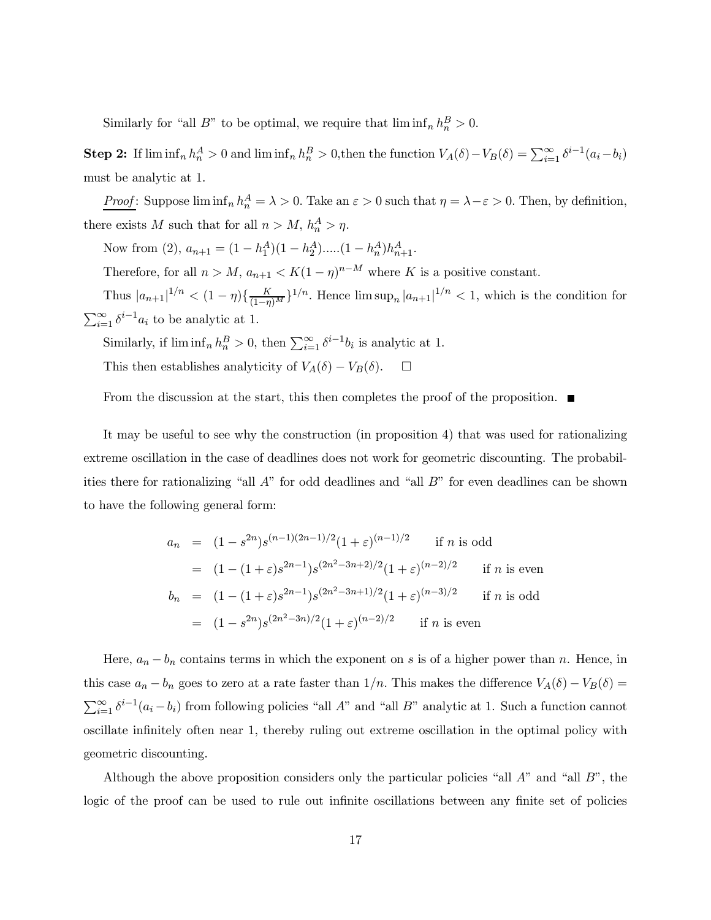Similarly for "all $B$" to be optimal, we require that $\liminf_n h_n^B > 0$.

**Step 2:** If $\liminf_n h_n^A > 0$ and $\liminf_n h_n^B > 0$,then the function $V_A(\delta) - V_B(\delta) = \sum_{i=1}^{\infty} \delta^{i-1}(a_i - b_i)$ must be analytic at 1.

<u>*Proof*</u>: Suppose $\liminf_n h_n^A = \lambda > 0$. Take an $\varepsilon > 0$ such that $\eta = \lambda - \varepsilon > 0$. Then, by definition, there exists $M$ such that for all $n > M$, $h_n^A > \eta$.

Now from (2), $a_{n+1} = (1 - h_1^A)(1 - h_2^A).....(1 - h_n^A)h_{n+1}^A$.

Therefore, for all $n > M$, $a_{n+1} < K(1 - \eta)^{n-M}$ where $K$ is a positive constant.

Thus $|a_{n+1}|^{1/n} < (1 - \eta)\{\frac{K}{(1-\eta)^M}\}^{1/n}$. Hence $\limsup_n |a_{n+1}|^{1/n} < 1$, which is the condition for $\sum_{i=1}^{\infty} \delta^{i-1} a_i$ to be analytic at 1.

Similarly, if $\liminf_n h_n^B > 0$, then $\sum_{i=1}^{\infty} \delta^{i-1} b_i$ is analytic at 1.

This then establishes analyticity of $V_A(\delta) - V_B(\delta)$. $\square$

From the discussion at the start, this then completes the proof of the proposition. ■

It may be useful to see why the construction (in proposition 4) that was used for rationalizing extreme oscillation in the case of deadlines does not work for geometric discounting. The probabilities there for rationalizing "all $A$" for odd deadlines and "all $B$" for even deadlines can be shown to have the following general form:

$$
\begin{aligned}
a_n &= (1 - s^{2n})s^{(n-1)(2n-1)/2}(1+\varepsilon)^{(n-1)/2} \qquad \text{if } n \text{ is odd} \\
&= (1 - (1+\varepsilon)s^{2n-1})s^{(2n^2-3n+2)/2}(1+\varepsilon)^{(n-2)/2} \qquad \text{if } n \text{ is even} \\
b_n &= (1 - (1+\varepsilon)s^{2n-1})s^{(2n^2-3n+1)/2}(1+\varepsilon)^{(n-3)/2} \qquad \text{if } n \text{ is odd} \\
&= (1 - s^{2n})s^{(2n^2-3n)/2}(1+\varepsilon)^{(n-2)/2} \qquad \text{if } n \text{ is even}
\end{aligned}
$$

Here, $a_n - b_n$ contains terms in which the exponent on $s$ is of a higher power than $n$. Hence, in this case $a_n - b_n$ goes to zero at a rate faster than $1/n$. This makes the difference $V_A(\delta) - V_B(\delta) = \sum_{i=1}^{\infty} \delta^{i-1}(a_i - b_i)$ from following policies "all $A$" and "all $B$" analytic at 1. Such a function cannot oscillate infinitely often near 1, thereby ruling out extreme oscillation in the optimal policy with geometric discounting.

Although the above proposition considers only the particular policies "all $A$" and "all $B$", the logic of the proof can be used to rule out infinite oscillations between any finite set of policies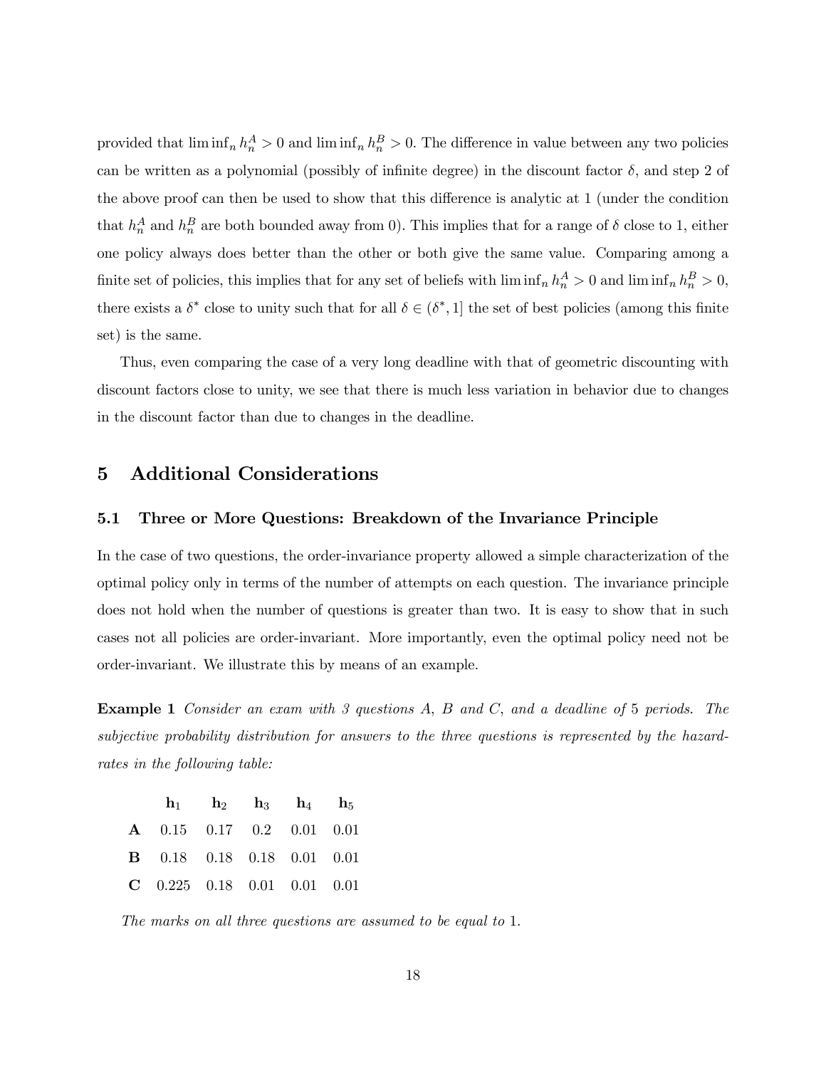provided that $\liminf_n h_n^A > 0$ and $\liminf_n h_n^B > 0$. The difference in value between any two policies can be written as a polynomial (possibly of infinite degree) in the discount factor $\delta$, and step 2 of the above proof can then be used to show that this difference is analytic at 1 (under the condition that $h_n^A$ and $h_n^B$ are both bounded away from 0). This implies that for a range of $\delta$ close to 1, either one policy always does better than the other or both give the same value. Comparing among a finite set of policies, this implies that for any set of beliefs with $\liminf_n h_n^A > 0$ and $\liminf_n h_n^B > 0$, there exists a $\delta^*$ close to unity such that for all $\delta \in (\delta^*, 1]$ the set of best policies (among this finite set) is the same.

Thus, even comparing the case of a very long deadline with that of geometric discounting with discount factors close to unity, we see that there is much less variation in behavior due to changes in the discount factor than due to changes in the deadline.

## 5 Additional Considerations

### 5.1 Three or More Questions: Breakdown of the Invariance Principle

In the case of two questions, the order-invariance property allowed a simple characterization of the optimal policy only in terms of the number of attempts on each question. The invariance principle does not hold when the number of questions is greater than two. It is easy to show that in such cases not all policies are order-invariant. More importantly, even the optimal policy need not be order-invariant. We illustrate this by means of an example.

**Example 1** *Consider an exam with 3 questions A, B and C, and a deadline of* 5 *periods. The subjective probability distribution for answers to the three questions is represented by the hazard-rates in the following table:*

| | $\mathbf{h}_1$ | $\mathbf{h}_2$ | $\mathbf{h}_3$ | $\mathbf{h}_4$ | $\mathbf{h}_5$ |
|---|---|---|---|---|---|
| **A** | 0.15 | 0.17 | 0.2 | 0.01 | 0.01 |
| **B** | 0.18 | 0.18 | 0.18 | 0.01 | 0.01 |
| **C** | 0.225 | 0.18 | 0.01 | 0.01 | 0.01 |

*The marks on all three questions are assumed to be equal to* 1.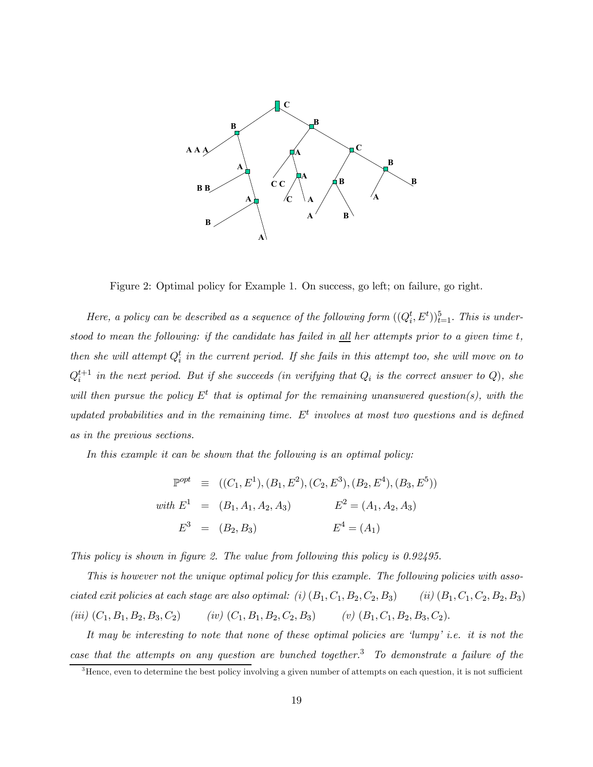Figure 2: Optimal policy for Example 1. On success, go left; on failure, go right.

*Here, a policy can be described as a sequence of the following form $((Q_i^t, E^t))_{t=1}^5$. This is understood to mean the following: if the candidate has failed in all her attempts prior to a given time $t$, then she will attempt $Q_i^t$ in the current period. If she fails in this attempt too, she will move on to $Q_i^{t+1}$ in the next period. But if she succeeds (in verifying that $Q_i$ is the correct answer to $Q$), she will then pursue the policy $E^t$ that is optimal for the remaining unanswered question(s), with the updated probabilities and in the remaining time. $E^t$ involves at most two questions and is defined as in the previous sections.*

*In this example it can be shown that the following is an optimal policy:*

$$\mathbb{P}^{opt} \equiv ((C_1, E^1), (B_1, E^2), (C_2, E^3), (B_2, E^4), (B_3, E^5))$$

$$\text{with } E^1 = (B_1, A_1, A_2, A_3) \qquad E^2 = (A_1, A_2, A_3)$$

$$E^3 = (B_2, B_3) \qquad E^4 = (A_1)$$

*This policy is shown in figure 2. The value from following this policy is 0.92495.*

*This is however not the unique optimal policy for this example. The following policies with associated exit policies at each stage are also optimal: (i) $(B_1, C_1, B_2, C_2, B_3)$ (ii) $(B_1, C_1, C_2, B_2, B_3)$ (iii) $(C_1, B_1, B_2, B_3, C_2)$ (iv) $(C_1, B_1, B_2, C_2, B_3)$ (v) $(B_1, C_1, B_2, B_3, C_2)$.*

*It may be interesting to note that none of these optimal policies are 'lumpy' i.e. it is not the case that the attempts on any question are bunched together.*[3] *To demonstrate a failure of the*

[3]Hence, even to determine the best policy involving a given number of attempts on each question, it is not sufficient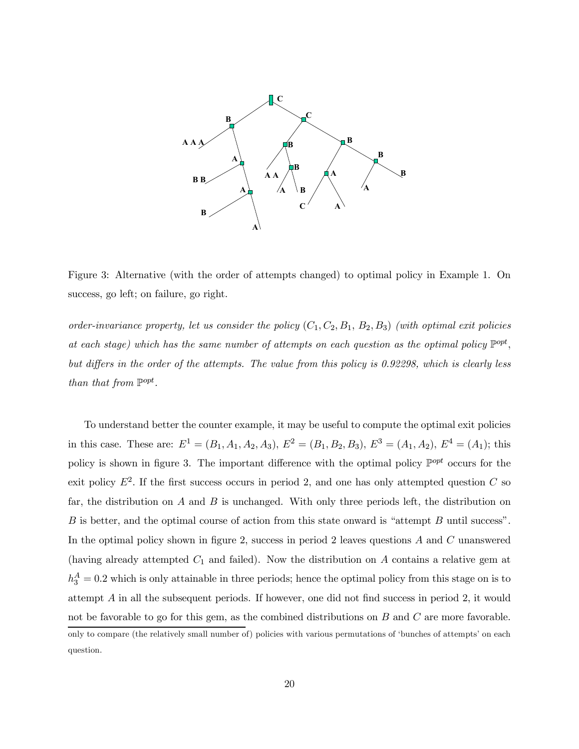Figure 3: Alternative (with the order of attempts changed) to optimal policy in Example 1. On success, go left; on failure, go right.

*order-invariance property, let us consider the policy $(C_1, C_2, B_1, B_2, B_3)$ (with optimal exit policies at each stage) which has the same number of attempts on each question as the optimal policy $\mathbb{P}^{opt}$, but differs in the order of the attempts. The value from this policy is 0.92298, which is clearly less than that from $\mathbb{P}^{opt}$.*

To understand better the counter example, it may be useful to compute the optimal exit policies in this case. These are: $E^1 = (B_1, A_1, A_2, A_3)$, $E^2 = (B_1, B_2, B_3)$, $E^3 = (A_1, A_2)$, $E^4 = (A_1)$; this policy is shown in figure 3. The important difference with the optimal policy $\mathbb{P}^{opt}$ occurs for the exit policy $E^2$. If the first success occurs in period 2, and one has only attempted question $C$ so far, the distribution on $A$ and $B$ is unchanged. With only three periods left, the distribution on $B$ is better, and the optimal course of action from this state onward is "attempt $B$ until success". In the optimal policy shown in figure 2, success in period 2 leaves questions $A$ and $C$ unanswered (having already attempted $C_1$ and failed). Now the distribution on $A$ contains a relative gem at $h_3^A = 0.2$ which is only attainable in three periods; hence the optimal policy from this stage on is to attempt $A$ in all the subsequent periods. If however, one did not find success in period 2, it would not be favorable to go for this gem, as the combined distributions on $B$ and $C$ are more favorable.

only to compare (the relatively small number of) policies with various permutations of 'bunches of attempts' on each question.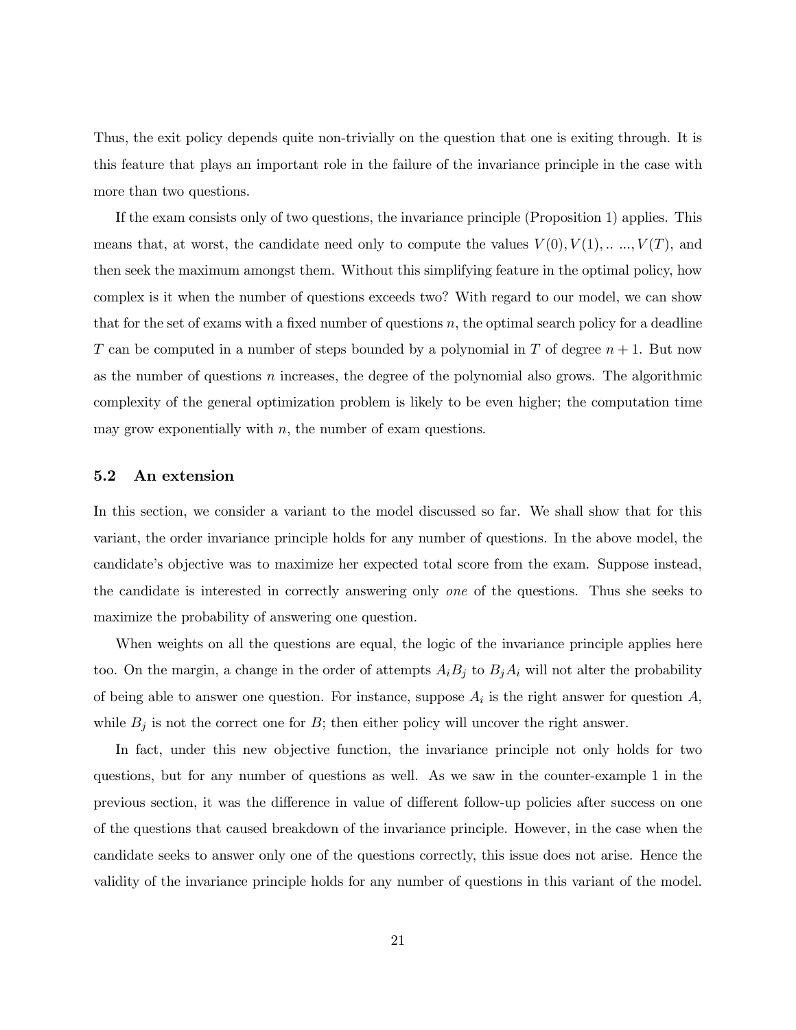Thus, the exit policy depends quite non-trivially on the question that one is exiting through. It is this feature that plays an important role in the failure of the invariance principle in the case with more than two questions.

If the exam consists only of two questions, the invariance principle (Proposition 1) applies. This means that, at worst, the candidate need only to compute the values $V(0), V(1), .. ..., V(T)$, and then seek the maximum amongst them. Without this simplifying feature in the optimal policy, how complex is it when the number of questions exceeds two? With regard to our model, we can show that for the set of exams with a fixed number of questions $n$, the optimal search policy for a deadline $T$ can be computed in a number of steps bounded by a polynomial in $T$ of degree $n + 1$. But now as the number of questions $n$ increases, the degree of the polynomial also grows. The algorithmic complexity of the general optimization problem is likely to be even higher; the computation time may grow exponentially with $n$, the number of exam questions.

### 5.2 An extension

In this section, we consider a variant to the model discussed so far. We shall show that for this variant, the order invariance principle holds for any number of questions. In the above model, the candidate's objective was to maximize her expected total score from the exam. Suppose instead, the candidate is interested in correctly answering only *one* of the questions. Thus she seeks to maximize the probability of answering one question.

When weights on all the questions are equal, the logic of the invariance principle applies here too. On the margin, a change in the order of attempts $A_i B_j$ to $B_j A_i$ will not alter the probability of being able to answer one question. For instance, suppose $A_i$ is the right answer for question $A$, while $B_j$ is not the correct one for $B$; then either policy will uncover the right answer.

In fact, under this new objective function, the invariance principle not only holds for two questions, but for any number of questions as well. As we saw in the counter-example 1 in the previous section, it was the difference in value of different follow-up policies after success on one of the questions that caused breakdown of the invariance principle. However, in the case when the candidate seeks to answer only one of the questions correctly, this issue does not arise. Hence the validity of the invariance principle holds for any number of questions in this variant of the model.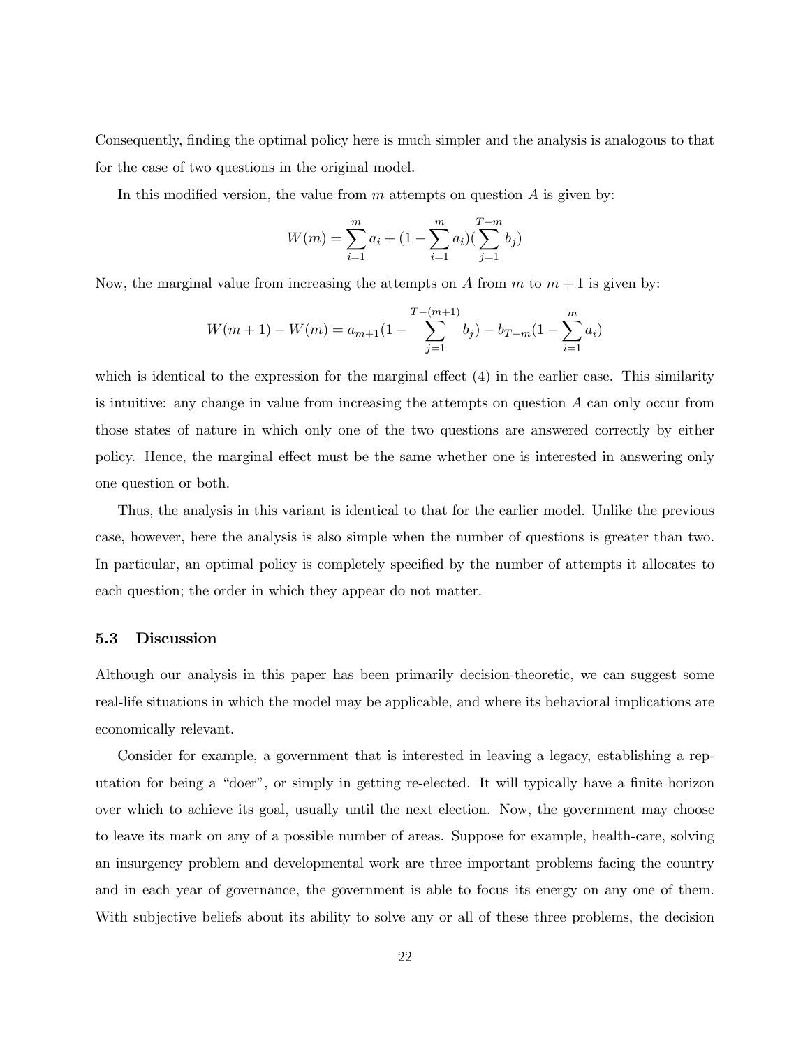Consequently, finding the optimal policy here is much simpler and the analysis is analogous to that for the case of two questions in the original model.

In this modified version, the value from $m$ attempts on question $A$ is given by:

$$W(m) = \sum_{i=1}^{m} a_i + (1 - \sum_{i=1}^{m} a_i)(\sum_{j=1}^{T-m} b_j)$$

Now, the marginal value from increasing the attempts on $A$ from $m$ to $m+1$ is given by:

$$W(m+1) - W(m) = a_{m+1}(1 - \sum_{j=1}^{T-(m+1)} b_j) - b_{T-m}(1 - \sum_{i=1}^{m} a_i)$$

which is identical to the expression for the marginal effect (4) in the earlier case. This similarity is intuitive: any change in value from increasing the attempts on question $A$ can only occur from those states of nature in which only one of the two questions are answered correctly by either policy. Hence, the marginal effect must be the same whether one is interested in answering only one question or both.

Thus, the analysis in this variant is identical to that for the earlier model. Unlike the previous case, however, here the analysis is also simple when the number of questions is greater than two. In particular, an optimal policy is completely specified by the number of attempts it allocates to each question; the order in which they appear do not matter.

### 5.3 Discussion

Although our analysis in this paper has been primarily decision-theoretic, we can suggest some real-life situations in which the model may be applicable, and where its behavioral implications are economically relevant.

Consider for example, a government that is interested in leaving a legacy, establishing a reputation for being a "doer", or simply in getting re-elected. It will typically have a finite horizon over which to achieve its goal, usually until the next election. Now, the government may choose to leave its mark on any of a possible number of areas. Suppose for example, health-care, solving an insurgency problem and developmental work are three important problems facing the country and in each year of governance, the government is able to focus its energy on any one of them. With subjective beliefs about its ability to solve any or all of these three problems, the decision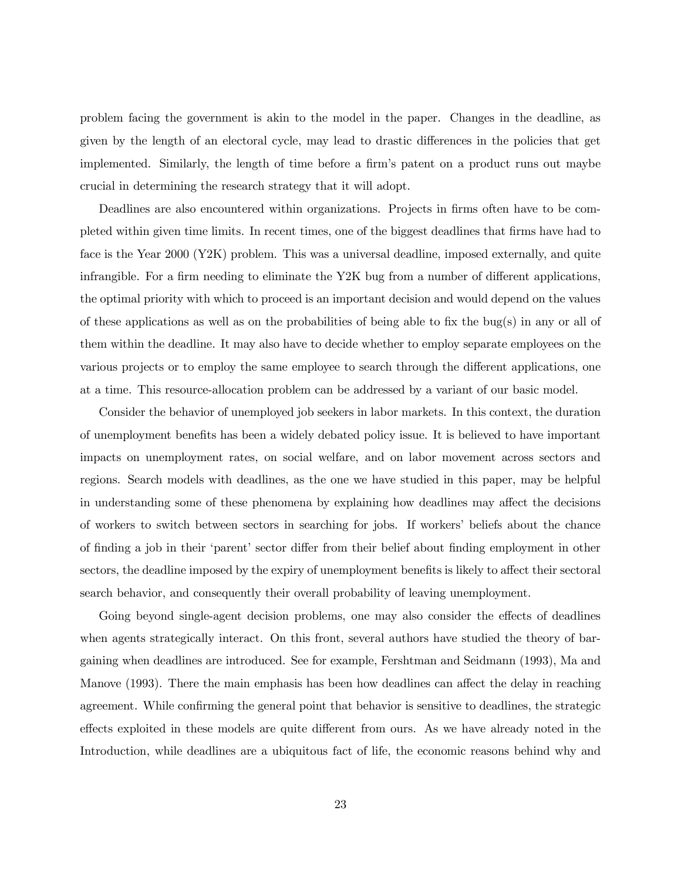problem facing the government is akin to the model in the paper. Changes in the deadline, as given by the length of an electoral cycle, may lead to drastic differences in the policies that get implemented. Similarly, the length of time before a firm's patent on a product runs out maybe crucial in determining the research strategy that it will adopt.

Deadlines are also encountered within organizations. Projects in firms often have to be completed within given time limits. In recent times, one of the biggest deadlines that firms have had to face is the Year 2000 (Y2K) problem. This was a universal deadline, imposed externally, and quite infrangible. For a firm needing to eliminate the Y2K bug from a number of different applications, the optimal priority with which to proceed is an important decision and would depend on the values of these applications as well as on the probabilities of being able to fix the bug(s) in any or all of them within the deadline. It may also have to decide whether to employ separate employees on the various projects or to employ the same employee to search through the different applications, one at a time. This resource-allocation problem can be addressed by a variant of our basic model.

Consider the behavior of unemployed job seekers in labor markets. In this context, the duration of unemployment benefits has been a widely debated policy issue. It is believed to have important impacts on unemployment rates, on social welfare, and on labor movement across sectors and regions. Search models with deadlines, as the one we have studied in this paper, may be helpful in understanding some of these phenomena by explaining how deadlines may affect the decisions of workers to switch between sectors in searching for jobs. If workers' beliefs about the chance of finding a job in their 'parent' sector differ from their belief about finding employment in other sectors, the deadline imposed by the expiry of unemployment benefits is likely to affect their sectoral search behavior, and consequently their overall probability of leaving unemployment.

Going beyond single-agent decision problems, one may also consider the effects of deadlines when agents strategically interact. On this front, several authors have studied the theory of bargaining when deadlines are introduced. See for example, Fershtman and Seidmann (1993), Ma and Manove (1993). There the main emphasis has been how deadlines can affect the delay in reaching agreement. While confirming the general point that behavior is sensitive to deadlines, the strategic effects exploited in these models are quite different from ours. As we have already noted in the Introduction, while deadlines are a ubiquitous fact of life, the economic reasons behind why and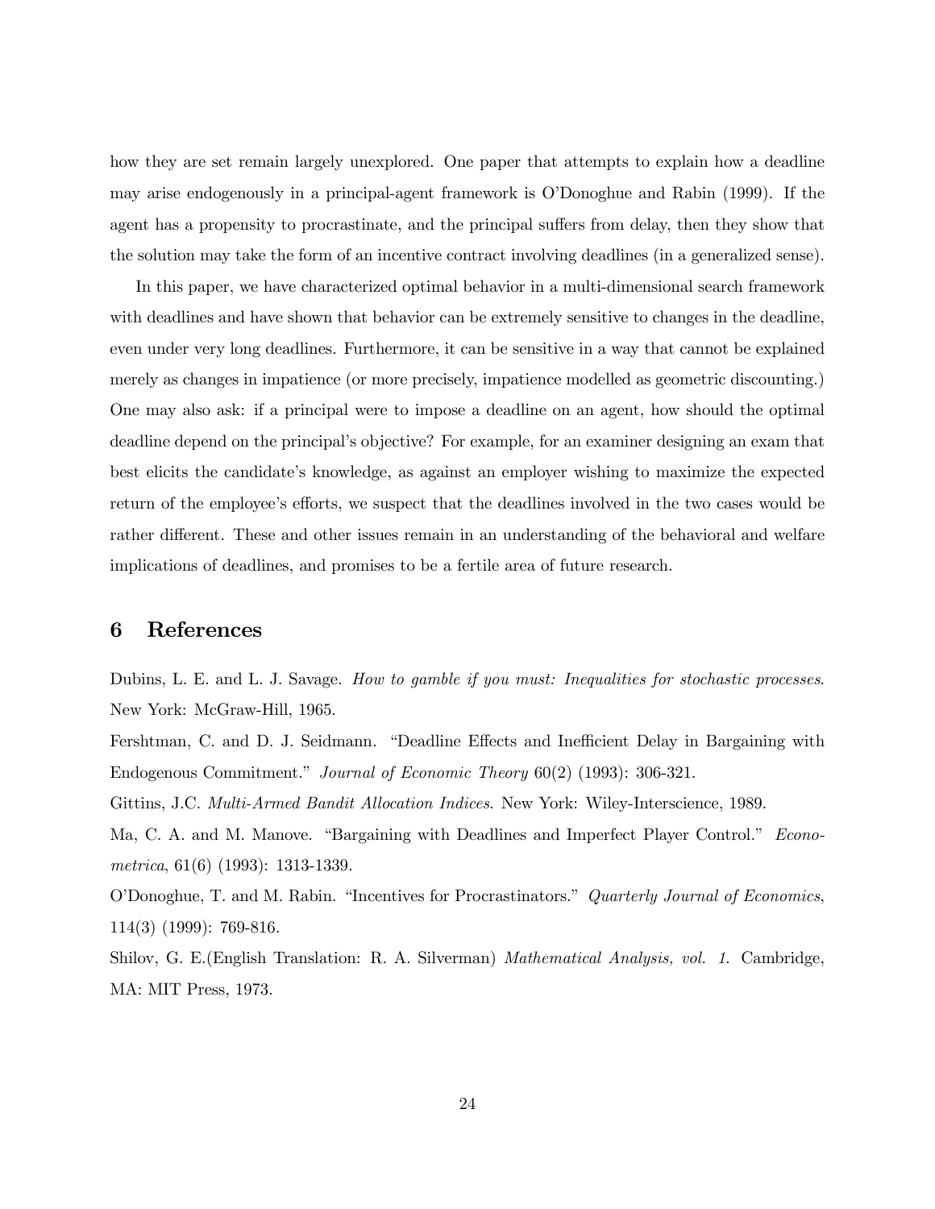how they are set remain largely unexplored. One paper that attempts to explain how a deadline may arise endogenously in a principal-agent framework is O'Donoghue and Rabin (1999). If the agent has a propensity to procrastinate, and the principal suffers from delay, then they show that the solution may take the form of an incentive contract involving deadlines (in a generalized sense).

In this paper, we have characterized optimal behavior in a multi-dimensional search framework with deadlines and have shown that behavior can be extremely sensitive to changes in the deadline, even under very long deadlines. Furthermore, it can be sensitive in a way that cannot be explained merely as changes in impatience (or more precisely, impatience modelled as geometric discounting.) One may also ask: if a principal were to impose a deadline on an agent, how should the optimal deadline depend on the principal's objective? For example, for an examiner designing an exam that best elicits the candidate's knowledge, as against an employer wishing to maximize the expected return of the employee's efforts, we suspect that the deadlines involved in the two cases would be rather different. These and other issues remain in an understanding of the behavioral and welfare implications of deadlines, and promises to be a fertile area of future research.

# 6 References

Dubins, L. E. and L. J. Savage. *How to gamble if you must: Inequalities for stochastic processes*. New York: McGraw-Hill, 1965.

Fershtman, C. and D. J. Seidmann. "Deadline Effects and Inefficient Delay in Bargaining with Endogenous Commitment." *Journal of Economic Theory* 60(2) (1993): 306-321.

Gittins, J.C. *Multi-Armed Bandit Allocation Indices*. New York: Wiley-Interscience, 1989.

Ma, C. A. and M. Manove. "Bargaining with Deadlines and Imperfect Player Control." *Econometrica*, 61(6) (1993): 1313-1339.

O'Donoghue, T. and M. Rabin. "Incentives for Procrastinators." *Quarterly Journal of Economics*, 114(3) (1999): 769-816.

Shilov, G. E.(English Translation: R. A. Silverman) *Mathematical Analysis, vol. 1.* Cambridge, MA: MIT Press, 1973.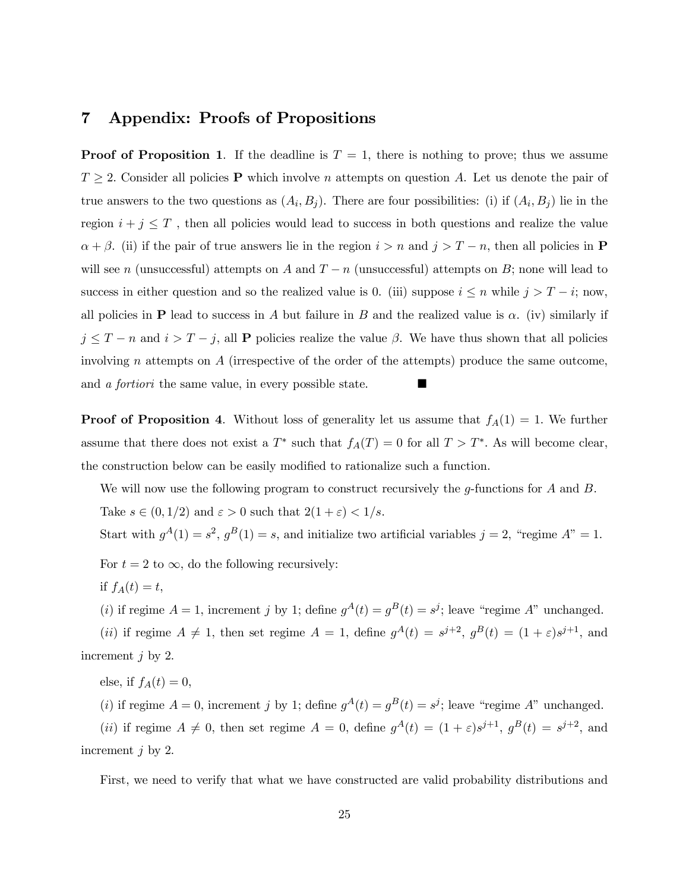# 7 Appendix: Proofs of Propositions

**Proof of Proposition 1**. If the deadline is $T = 1$, there is nothing to prove; thus we assume $T \geq 2$. Consider all policies $\mathbf{P}$ which involve $n$ attempts on question $A$. Let us denote the pair of true answers to the two questions as $(A_i, B_j)$. There are four possibilities: (i) if $(A_i, B_j)$ lie in the region $i + j \leq T$ , then all policies would lead to success in both questions and realize the value $\alpha + \beta$. (ii) if the pair of true answers lie in the region $i > n$ and $j > T - n$, then all policies in $\mathbf{P}$ will see $n$ (unsuccessful) attempts on $A$ and $T - n$ (unsuccessful) attempts on $B$; none will lead to success in either question and so the realized value is 0. (iii) suppose $i \leq n$ while $j > T - i$; now, all policies in $\mathbf{P}$ lead to success in $A$ but failure in $B$ and the realized value is $\alpha$. (iv) similarly if $j \leq T - n$ and $i > T - j$, all $\mathbf{P}$ policies realize the value $\beta$. We have thus shown that all policies involving $n$ attempts on $A$ (irrespective of the order of the attempts) produce the same outcome, and *a fortiori* the same value, in every possible state. ■

**Proof of Proposition 4**. Without loss of generality let us assume that $f_A(1) = 1$. We further assume that there does not exist a $T^*$ such that $f_A(T) = 0$ for all $T > T^*$. As will become clear, the construction below can be easily modified to rationalize such a function.

We will now use the following program to construct recursively the $g$-functions for $A$ and $B$.

Take $s \in (0, 1/2)$ and $\varepsilon > 0$ such that $2(1 + \varepsilon) < 1/s$.

Start with $g^A(1) = s^2$, $g^B(1) = s$, and initialize two artificial variables $j = 2$, "regime $A$" $= 1$.

For $t = 2$ to $\infty$, do the following recursively:

if $f_A(t) = t$,

$(i)$ if regime $A = 1$, increment $j$ by 1; define $g^A(t) = g^B(t) = s^j$; leave "regime $A$" unchanged.

$(ii)$ if regime $A \neq 1$, then set regime $A = 1$, define $g^A(t) = s^{j+2}$, $g^B(t) = (1 + \varepsilon)s^{j+1}$, and increment $j$ by 2.

else, if $f_A(t) = 0$,

$(i)$ if regime $A = 0$, increment $j$ by 1; define $g^A(t) = g^B(t) = s^j$; leave "regime $A$" unchanged.

$(ii)$ if regime $A \neq 0$, then set regime $A = 0$, define $g^A(t) = (1 + \varepsilon)s^{j+1}$, $g^B(t) = s^{j+2}$, and increment $j$ by 2.

First, we need to verify that what we have constructed are valid probability distributions and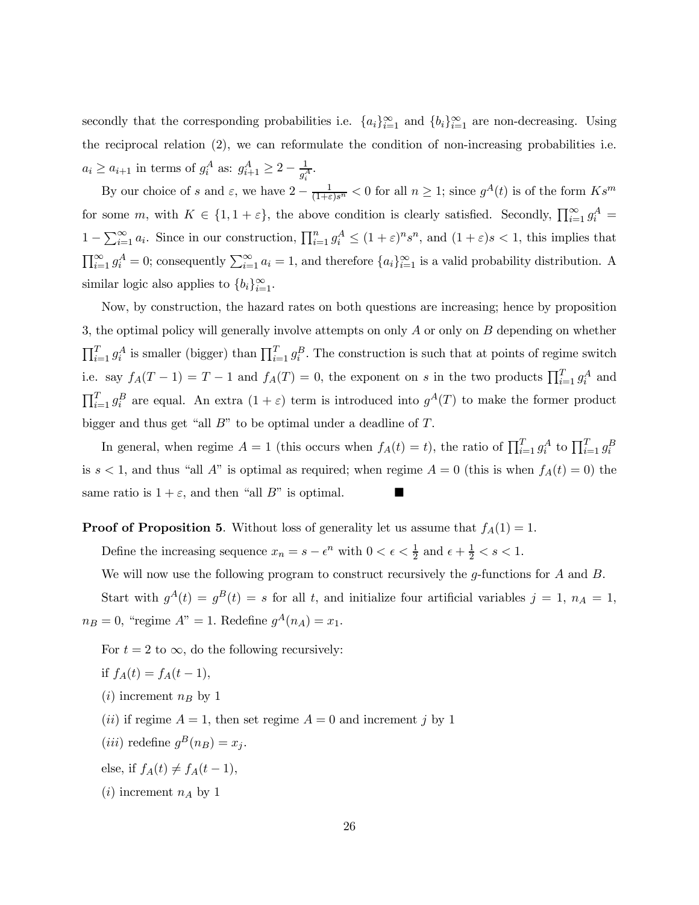secondly that the corresponding probabilities i.e. $\{a_i\}_{i=1}^{\infty}$ and $\{b_i\}_{i=1}^{\infty}$ are non-decreasing. Using the reciprocal relation (2), we can reformulate the condition of non-increasing probabilities i.e. $a_i \geq a_{i+1}$ in terms of $g_i^A$ as: $g_{i+1}^A \geq 2 - \frac{1}{g_i^A}$.

By our choice of $s$ and $\varepsilon$, we have $2 - \frac{1}{(1+\varepsilon)s^n} < 0$ for all $n \geq 1$; since $g^A(t)$ is of the form $Ks^m$ for some $m$, with $K \in \{1, 1+\varepsilon\}$, the above condition is clearly satisfied. Secondly, $\prod_{i=1}^{\infty} g_i^A = 1 - \sum_{i=1}^{\infty} a_i$. Since in our construction, $\prod_{i=1}^{n} g_i^A \leq (1+\varepsilon)^n s^n$, and $(1+\varepsilon)s < 1$, this implies that $\prod_{i=1}^{\infty} g_i^A = 0$; consequently $\sum_{i=1}^{\infty} a_i = 1$, and therefore $\{a_i\}_{i=1}^{\infty}$ is a valid probability distribution. A similar logic also applies to $\{b_i\}_{i=1}^{\infty}$.

Now, by construction, the hazard rates on both questions are increasing; hence by proposition 3, the optimal policy will generally involve attempts on only $A$ or only on $B$ depending on whether $\prod_{i=1}^{T} g_i^A$ is smaller (bigger) than $\prod_{i=1}^{T} g_i^B$. The construction is such that at points of regime switch i.e. say $f_A(T-1) = T-1$ and $f_A(T) = 0$, the exponent on $s$ in the two products $\prod_{i=1}^{T} g_i^A$ and $\prod_{i=1}^{T} g_i^B$ are equal. An extra $(1+\varepsilon)$ term is introduced into $g^A(T)$ to make the former product bigger and thus get "all $B$" to be optimal under a deadline of $T$.

In general, when regime $A = 1$ (this occurs when $f_A(t) = t$), the ratio of $\prod_{i=1}^{T} g_i^A$ to $\prod_{i=1}^{T} g_i^B$ is $s < 1$, and thus "all $A$" is optimal as required; when regime $A = 0$ (this is when $f_A(t) = 0$) the same ratio is $1 + \varepsilon$, and then "all $B$" is optimal. ■

**Proof of Proposition 5**. Without loss of generality let us assume that $f_A(1) = 1$.

Define the increasing sequence $x_n = s - \epsilon^n$ with $0 < \epsilon < \frac{1}{2}$ and $\epsilon + \frac{1}{2} < s < 1$.

We will now use the following program to construct recursively the $g$-functions for $A$ and $B$.

Start with $g^A(t) = g^B(t) = s$ for all $t$, and initialize four artificial variables $j = 1$, $n_A = 1$, $n_B = 0$, "regime $A$" = 1. Redefine $g^A(n_A) = x_1$.

For $t = 2$ to $\infty$, do the following recursively:

if $f_A(t) = f_A(t-1)$,

$(i)$ increment $n_B$ by 1

$(ii)$ if regime $A = 1$, then set regime $A = 0$ and increment $j$ by 1

$(iii)$ redefine $g^B(n_B) = x_j$.

else, if $f_A(t) \neq f_A(t-1)$,

$(i)$ increment $n_A$ by 1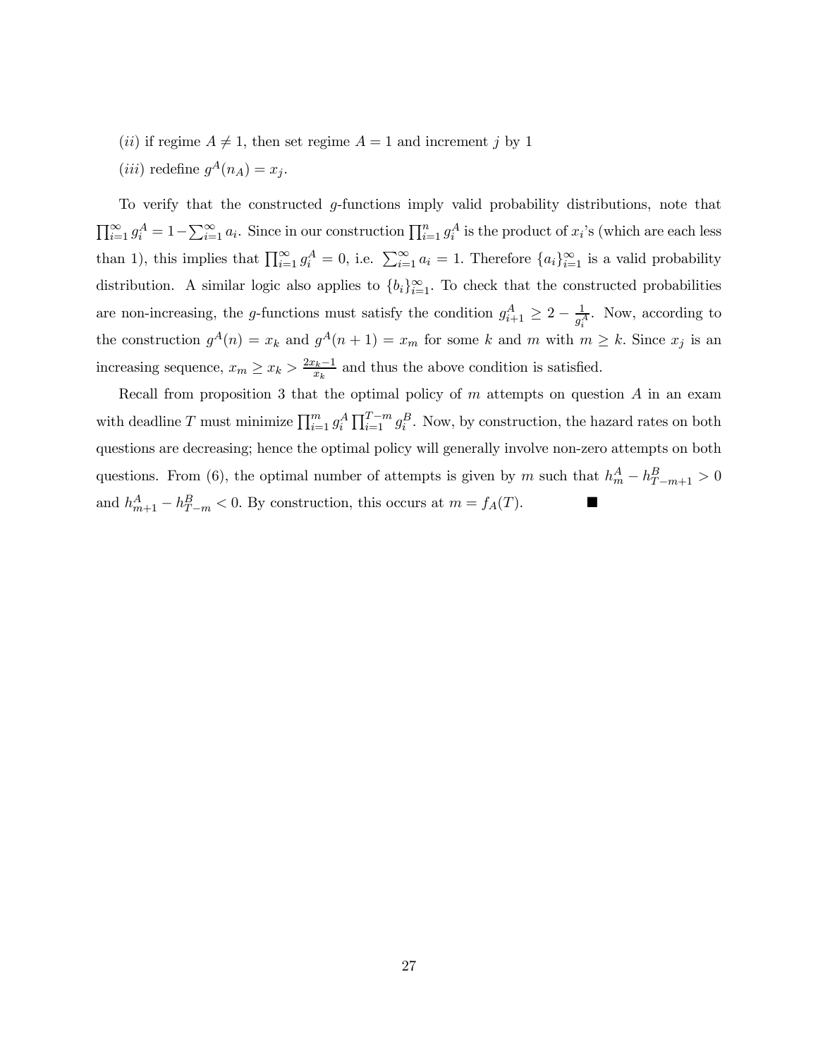($ii$) if regime $A \neq 1$, then set regime $A = 1$ and increment $j$ by 1

($iii$) redefine $g^A(n_A) = x_j$.

To verify that the constructed $g$-functions imply valid probability distributions, note that $\prod_{i=1}^{\infty} g_i^A = 1 - \sum_{i=1}^{\infty} a_i$. Since in our construction $\prod_{i=1}^{n} g_i^A$ is the product of $x_i$'s (which are each less than 1), this implies that $\prod_{i=1}^{\infty} g_i^A = 0$, i.e. $\sum_{i=1}^{\infty} a_i = 1$. Therefore $\{a_i\}_{i=1}^{\infty}$ is a valid probability distribution. A similar logic also applies to $\{b_i\}_{i=1}^{\infty}$. To check that the constructed probabilities are non-increasing, the $g$-functions must satisfy the condition $g_{i+1}^A \geq 2 - \frac{1}{g_i^A}$. Now, according to the construction $g^A(n) = x_k$ and $g^A(n+1) = x_m$ for some $k$ and $m$ with $m \geq k$. Since $x_j$ is an increasing sequence, $x_m \geq x_k > \frac{2x_k - 1}{x_k}$ and thus the above condition is satisfied.

Recall from proposition 3 that the optimal policy of $m$ attempts on question $A$ in an exam with deadline $T$ must minimize $\prod_{i=1}^{m} g_i^A \prod_{i=1}^{T-m} g_i^B$. Now, by construction, the hazard rates on both questions are decreasing; hence the optimal policy will generally involve non-zero attempts on both questions. From (6), the optimal number of attempts is given by $m$ such that $h_m^A - h_{T-m+1}^B > 0$ and $h_{m+1}^A - h_{T-m}^B < 0$. By construction, this occurs at $m = f_A(T)$. ■